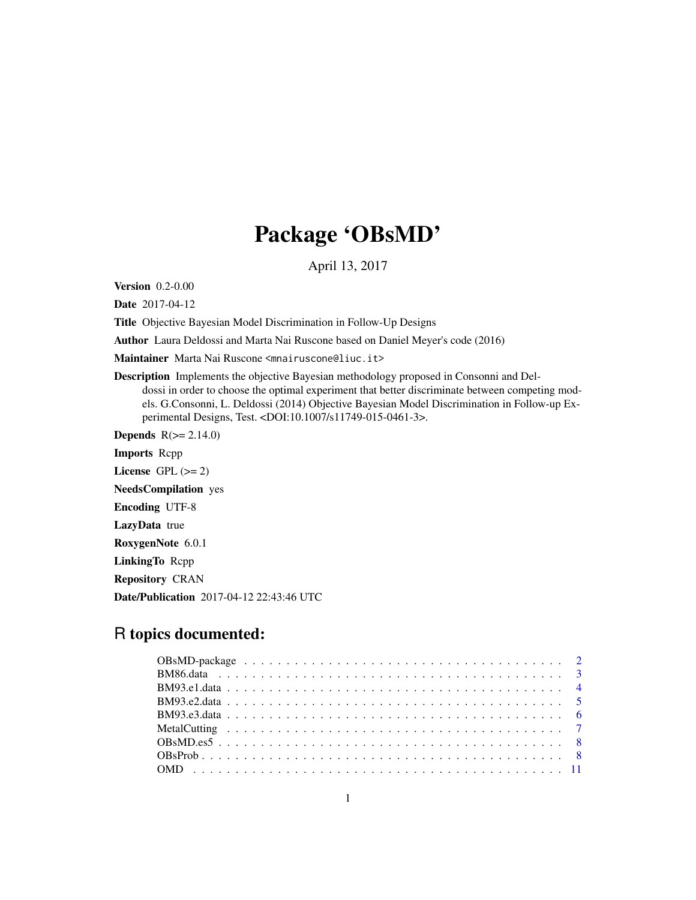# Package 'OBsMD'

April 13, 2017

**Version** 0.2-0.00

**Date** 2017-04-12

**Title** Objective Bayesian Model Discrimination in Follow-Up Designs

**Author** Laura Deldossi and Marta Nai Ruscone based on Daniel Meyer's code (2016)

**Maintainer** Marta Nai Ruscone <mnairuscone@liuc.it>

**Description** Implements the objective Bayesian methodology proposed in Consonni and Deldossi in order to choose the optimal experiment that better discriminate between competing models. G.Consonni, L. Deldossi (2014) Objective Bayesian Model Discrimination in Follow-up Experimental Designs, Test. <DOI:10.1007/s11749-015-0461-3>.

**Depends** R(>= 2.14.0)

**Imports** Rcpp

**License** GPL (>= 2)

**NeedsCompilation** yes

**Encoding** UTF-8

**LazyData** true

**RoxygenNote** 6.0.1

**LinkingTo** Rcpp

**Repository** CRAN

**Date/Publication** 2017-04-12 22:43:46 UTC

## R topics documented:

| | |
|---|---|
| OBsMD-package | 2 |
| BM86.data | 3 |
| BM93.e1.data | 4 |
| BM93.e2.data | 5 |
| BM93.e3.data | 6 |
| MetalCutting | 7 |
| OBsMD.es5 | 8 |
| OBsProb | 8 |
| OMD | 11 |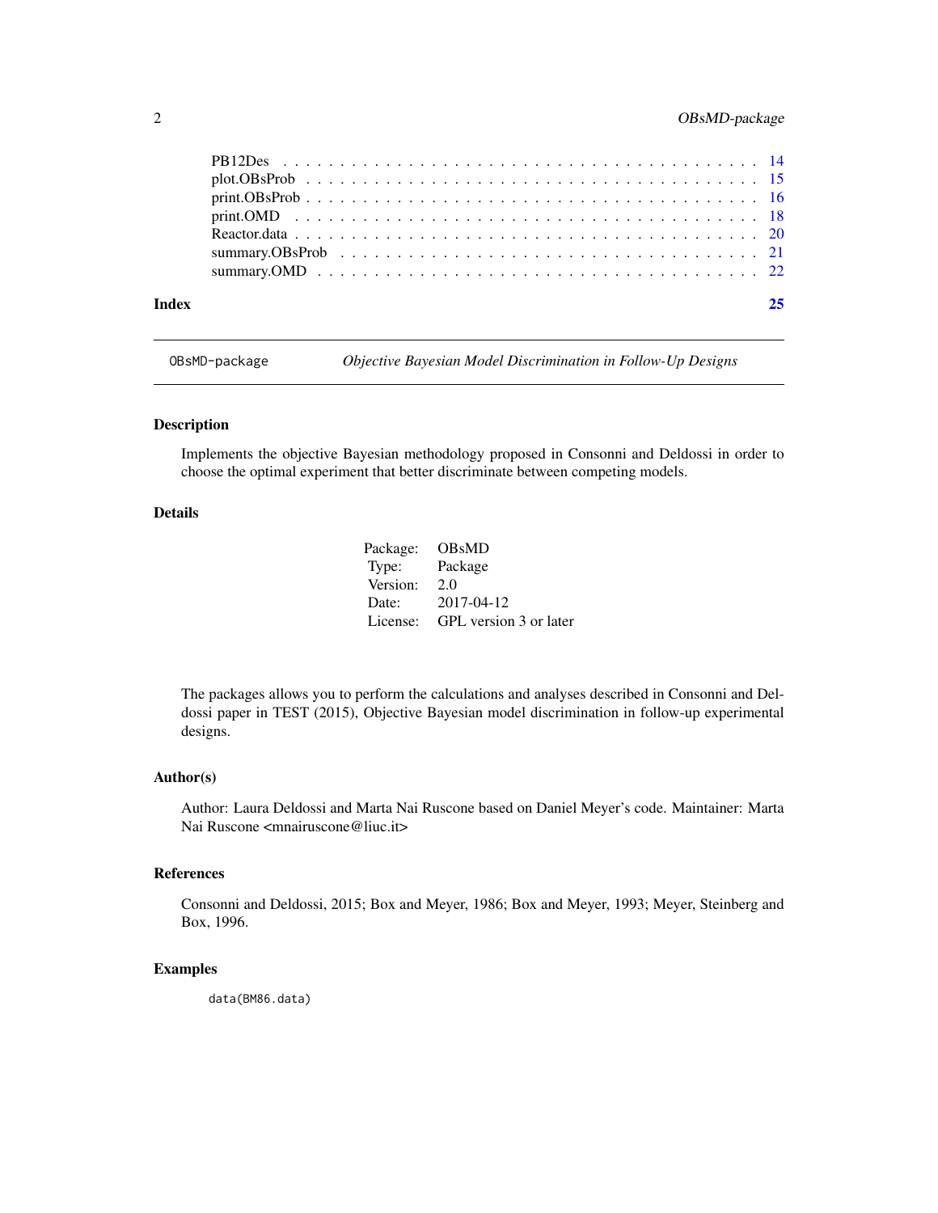| | |
|---|---|
| PB12Des | 14 |
| plot.OBsProb | 15 |
| print.OBsProb | 16 |
| print.OMD | 18 |
| Reactor.data | 20 |
| summary.OBsProb | 21 |
| summary.OMD | 22 |

**Index** **25**

---

OBsMD-package *Objective Bayesian Model Discrimination in Follow-Up Designs*

---

### Description

Implements the objective Bayesian methodology proposed in Consonni and Deldossi in order to choose the optimal experiment that better discriminate between competing models.

### Details

| | |
|---|---|
| Package: | OBsMD |
| Type: | Package |
| Version: | 2.0 |
| Date: | 2017-04-12 |
| License: | GPL version 3 or later |

The packages allows you to perform the calculations and analyses described in Consonni and Deldossi paper in TEST (2015), Objective Bayesian model discrimination in follow-up experimental designs.

### Author(s)

Author: Laura Deldossi and Marta Nai Ruscone based on Daniel Meyer's code. Maintainer: Marta Nai Ruscone <mnairuscone@liuc.it>

### References

Consonni and Deldossi, 2015; Box and Meyer, 1986; Box and Meyer, 1993; Meyer, Steinberg and Box, 1996.

### Examples

```
data(BM86.data)
```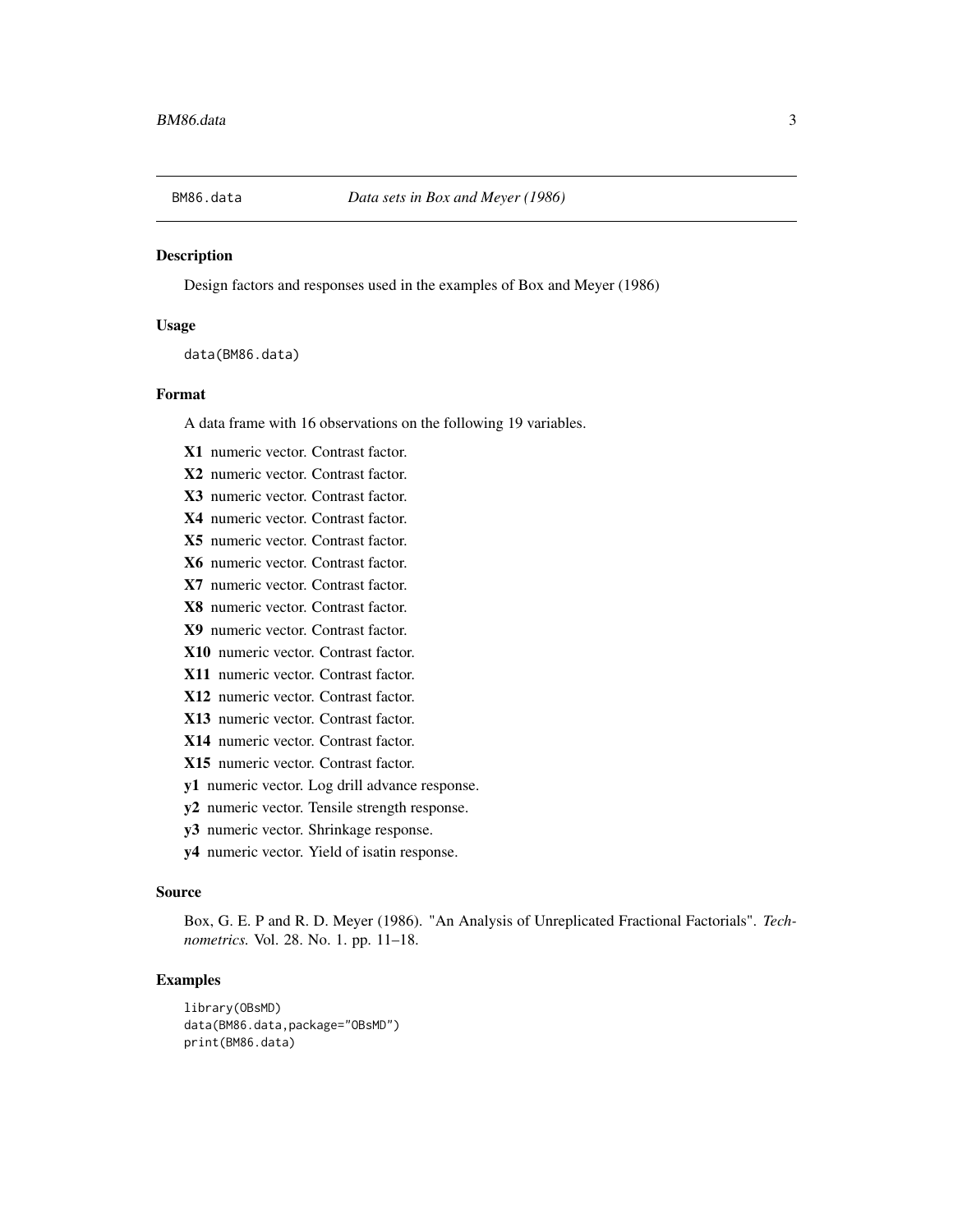BM86.data *Data sets in Box and Meyer (1986)*

## Description

Design factors and responses used in the examples of Box and Meyer (1986)

## Usage

```
data(BM86.data)
```

## Format

A data frame with 16 observations on the following 19 variables.

**X1** numeric vector. Contrast factor.

**X2** numeric vector. Contrast factor.

**X3** numeric vector. Contrast factor.

**X4** numeric vector. Contrast factor.

**X5** numeric vector. Contrast factor.

**X6** numeric vector. Contrast factor.

**X7** numeric vector. Contrast factor.

**X8** numeric vector. Contrast factor.

**X9** numeric vector. Contrast factor.

**X10** numeric vector. Contrast factor.

**X11** numeric vector. Contrast factor.

**X12** numeric vector. Contrast factor.

**X13** numeric vector. Contrast factor.

**X14** numeric vector. Contrast factor.

**X15** numeric vector. Contrast factor.

**y1** numeric vector. Log drill advance response.

**y2** numeric vector. Tensile strength response.

**y3** numeric vector. Shrinkage response.

**y4** numeric vector. Yield of isatin response.

## Source

Box, G. E. P and R. D. Meyer (1986). "An Analysis of Unreplicated Fractional Factorials". *Technometrics.* Vol. 28. No. 1. pp. 11–18.

## Examples

```
library(OBsMD)
data(BM86.data,package="OBsMD")
print(BM86.data)
```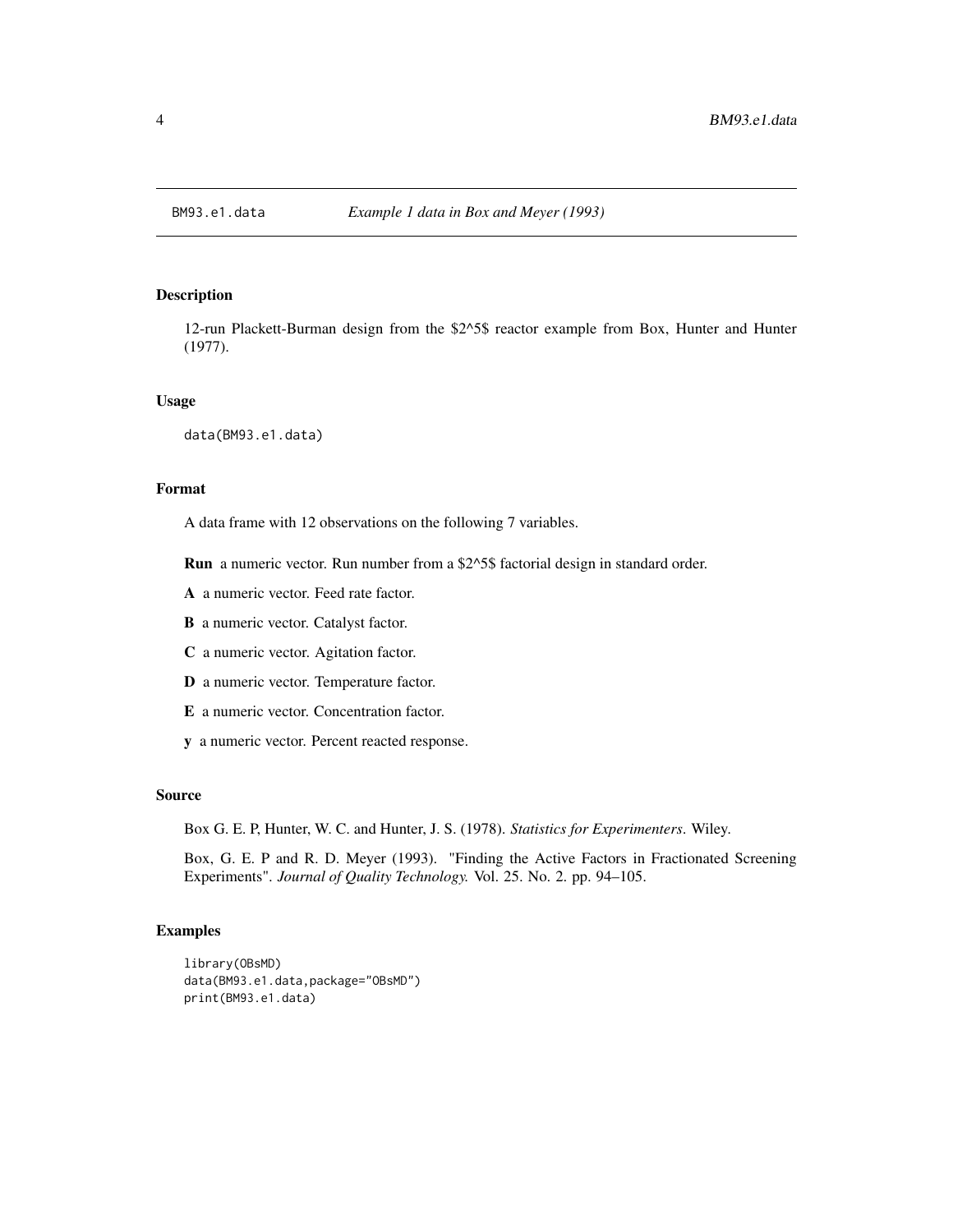# BM93.e1.data — *Example 1 data in Box and Meyer (1993)*

## Description

12-run Plackett-Burman design from the $2^5$ reactor example from Box, Hunter and Hunter (1977).

## Usage

```
data(BM93.e1.data)
```

## Format

A data frame with 12 observations on the following 7 variables.

**Run** a numeric vector. Run number from a $2^5$ factorial design in standard order.

**A** a numeric vector. Feed rate factor.

**B** a numeric vector. Catalyst factor.

**C** a numeric vector. Agitation factor.

**D** a numeric vector. Temperature factor.

**E** a numeric vector. Concentration factor.

**y** a numeric vector. Percent reacted response.

## Source

Box G. E. P, Hunter, W. C. and Hunter, J. S. (1978). *Statistics for Experimenters*. Wiley.

Box, G. E. P and R. D. Meyer (1993). "Finding the Active Factors in Fractionated Screening Experiments". *Journal of Quality Technology.* Vol. 25. No. 2. pp. 94–105.

## Examples

```
library(OBsMD)
data(BM93.e1.data,package="OBsMD")
print(BM93.e1.data)
```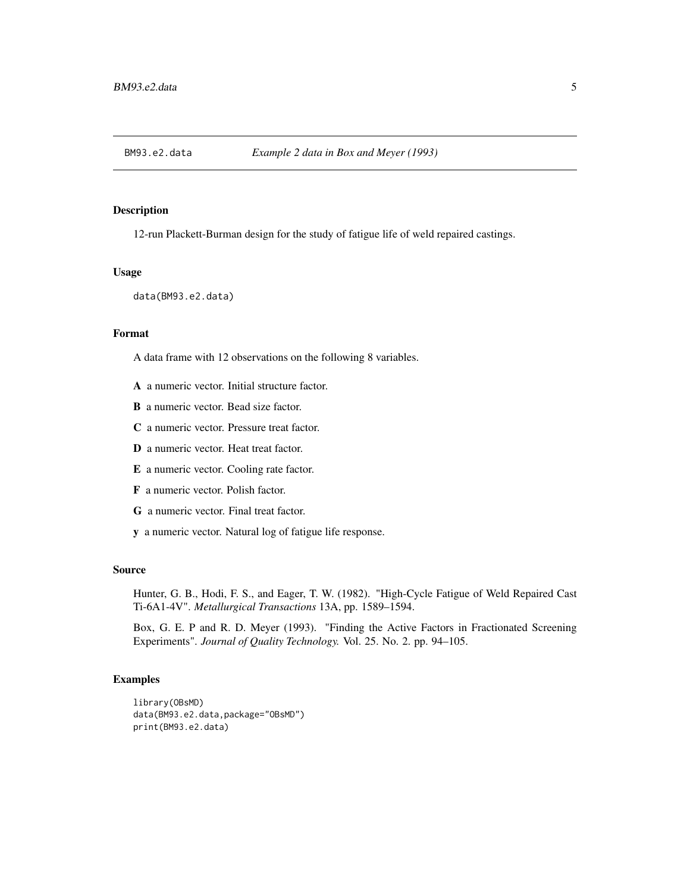## BM93.e2.data *Example 2 data in Box and Meyer (1993)*

### Description

12-run Plackett-Burman design for the study of fatigue life of weld repaired castings.

### Usage

```
data(BM93.e2.data)
```

### Format

A data frame with 12 observations on the following 8 variables.

- **A** a numeric vector. Initial structure factor.
- **B** a numeric vector. Bead size factor.
- **C** a numeric vector. Pressure treat factor.
- **D** a numeric vector. Heat treat factor.
- **E** a numeric vector. Cooling rate factor.
- **F** a numeric vector. Polish factor.
- **G** a numeric vector. Final treat factor.
- **y** a numeric vector. Natural log of fatigue life response.

### Source

Hunter, G. B., Hodi, F. S., and Eager, T. W. (1982). "High-Cycle Fatigue of Weld Repaired Cast Ti-6A1-4V". *Metallurgical Transactions* 13A, pp. 1589–1594.

Box, G. E. P and R. D. Meyer (1993). "Finding the Active Factors in Fractionated Screening Experiments". *Journal of Quality Technology.* Vol. 25. No. 2. pp. 94–105.

### Examples

```
library(OBsMD)
data(BM93.e2.data,package="OBsMD")
print(BM93.e2.data)
```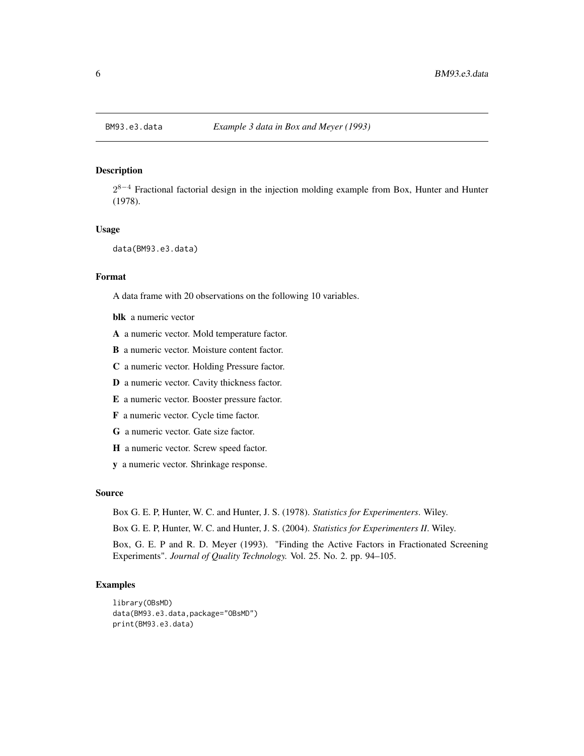# BM93.e3.data — *Example 3 data in Box and Meyer (1993)*

## Description

$2^{8-4}$ Fractional factorial design in the injection molding example from Box, Hunter and Hunter (1978).

## Usage

```
data(BM93.e3.data)
```

## Format

A data frame with 20 observations on the following 10 variables.

- **blk** a numeric vector
- **A** a numeric vector. Mold temperature factor.
- **B** a numeric vector. Moisture content factor.
- **C** a numeric vector. Holding Pressure factor.
- **D** a numeric vector. Cavity thickness factor.
- **E** a numeric vector. Booster pressure factor.
- **F** a numeric vector. Cycle time factor.
- **G** a numeric vector. Gate size factor.
- **H** a numeric vector. Screw speed factor.
- **y** a numeric vector. Shrinkage response.

## Source

Box G. E. P, Hunter, W. C. and Hunter, J. S. (1978). *Statistics for Experimenters*. Wiley.

Box G. E. P, Hunter, W. C. and Hunter, J. S. (2004). *Statistics for Experimenters II*. Wiley.

Box, G. E. P and R. D. Meyer (1993). "Finding the Active Factors in Fractionated Screening Experiments". *Journal of Quality Technology.* Vol. 25. No. 2. pp. 94–105.

## Examples

```
library(OBsMD)
data(BM93.e3.data,package="OBsMD")
print(BM93.e3.data)
```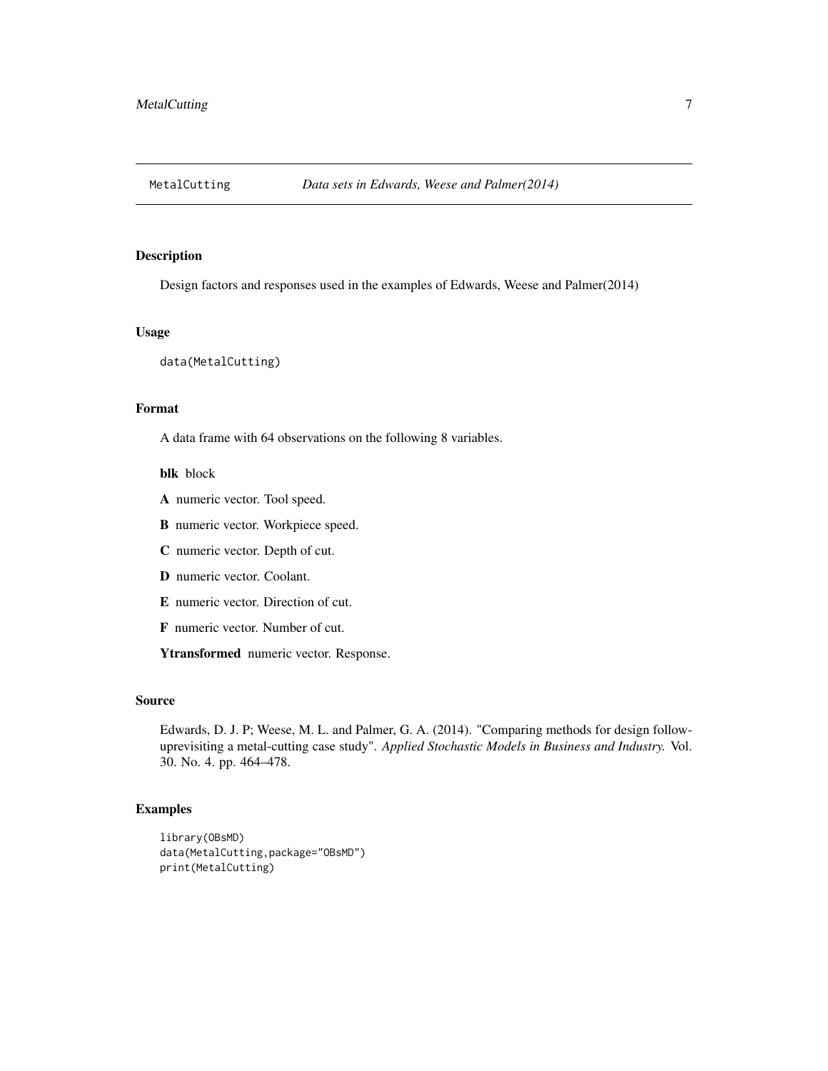MetalCutting *Data sets in Edwards, Weese and Palmer(2014)*

## Description

Design factors and responses used in the examples of Edwards, Weese and Palmer(2014)

## Usage

```
data(MetalCutting)
```

## Format

A data frame with 64 observations on the following 8 variables.

**blk** block

**A** numeric vector. Tool speed.

**B** numeric vector. Workpiece speed.

**C** numeric vector. Depth of cut.

**D** numeric vector. Coolant.

**E** numeric vector. Direction of cut.

**F** numeric vector. Number of cut.

**Ytransformed** numeric vector. Response.

## Source

Edwards, D. J. P; Weese, M. L. and Palmer, G. A. (2014). "Comparing methods for design follow-uprevisiting a metal-cutting case study". *Applied Stochastic Models in Business and Industry.* Vol. 30. No. 4. pp. 464–478.

## Examples

```
library(OBsMD)
data(MetalCutting,package="OBsMD")
print(MetalCutting)
```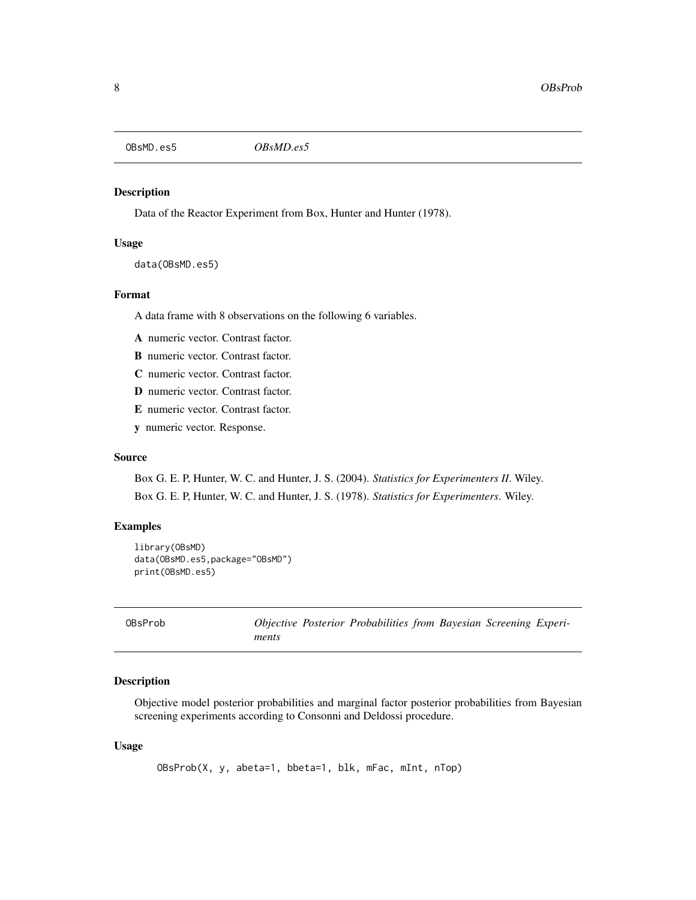## OBsMD.es5 — *OBsMD.es5*

### Description

Data of the Reactor Experiment from Box, Hunter and Hunter (1978).

### Usage

```
data(OBsMD.es5)
```

### Format

A data frame with 8 observations on the following 6 variables.

- **A** numeric vector. Contrast factor.
- **B** numeric vector. Contrast factor.
- **C** numeric vector. Contrast factor.
- **D** numeric vector. Contrast factor.
- **E** numeric vector. Contrast factor.
- **y** numeric vector. Response.

### Source

Box G. E. P, Hunter, W. C. and Hunter, J. S. (2004). *Statistics for Experimenters II*. Wiley.

Box G. E. P, Hunter, W. C. and Hunter, J. S. (1978). *Statistics for Experimenters*. Wiley.

### Examples

```
library(OBsMD)
data(OBsMD.es5,package="OBsMD")
print(OBsMD.es5)
```

## OBsProb — *Objective Posterior Probabilities from Bayesian Screening Experiments*

### Description

Objective model posterior probabilities and marginal factor posterior probabilities from Bayesian screening experiments according to Consonni and Deldossi procedure.

### Usage

```
OBsProb(X, y, abeta=1, bbeta=1, blk, mFac, mInt, nTop)
```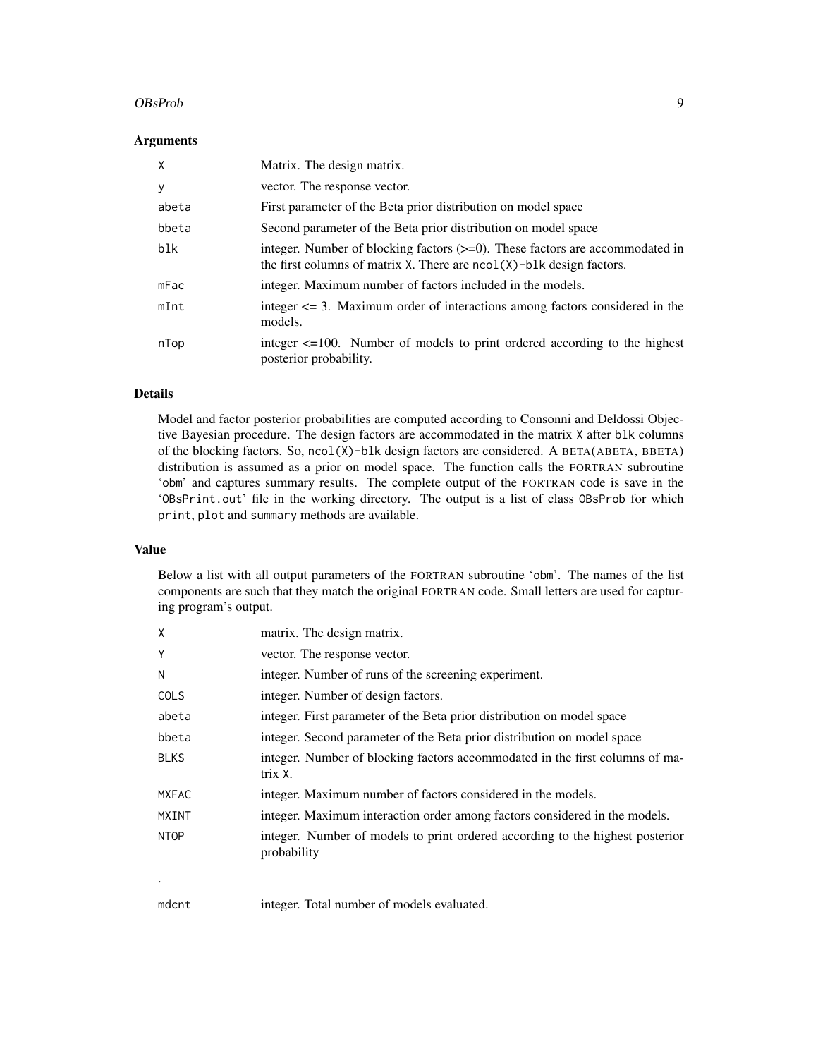## Arguments

| | |
|---|---|
| `X` | Matrix. The design matrix. |
| `y` | vector. The response vector. |
| `abeta` | First parameter of the Beta prior distribution on model space |
| `bbeta` | Second parameter of the Beta prior distribution on model space |
| `blk` | integer. Number of blocking factors (>=0). These factors are accommodated in the first columns of matrix `X`. There are `ncol(X)-blk` design factors. |
| `mFac` | integer. Maximum number of factors included in the models. |
| `mInt` | integer <= 3. Maximum order of interactions among factors considered in the models. |
| `nTop` | integer <=100. Number of models to print ordered according to the highest posterior probability. |

## Details

Model and factor posterior probabilities are computed according to Consonni and Deldossi Objective Bayesian procedure. The design factors are accommodated in the matrix `X` after `blk` columns of the blocking factors. So, `ncol(X)-blk` design factors are considered. A BETA(ABETA, BBETA) distribution is assumed as a prior on model space. The function calls the FORTRAN subroutine 'obm' and captures summary results. The complete output of the FORTRAN code is save in the '`OBsPrint.out`' file in the working directory. The output is a list of class `OBsProb` for which `print`, `plot` and `summary` methods are available.

## Value

Below a list with all output parameters of the FORTRAN subroutine 'obm'. The names of the list components are such that they match the original FORTRAN code. Small letters are used for capturing program's output.

| | |
|---|---|
| `X` | matrix. The design matrix. |
| `Y` | vector. The response vector. |
| `N` | integer. Number of runs of the screening experiment. |
| `COLS` | integer. Number of design factors. |
| `abeta` | integer. First parameter of the Beta prior distribution on model space |
| `bbeta` | integer. Second parameter of the Beta prior distribution on model space |
| `BLKS` | integer. Number of blocking factors accommodated in the first columns of matrix `X`. |
| `MXFAC` | integer. Maximum number of factors considered in the models. |
| `MXINT` | integer. Maximum interaction order among factors considered in the models. |
| `NTOP` | integer. Number of models to print ordered according to the highest posterior probability |
| . | |
| `mdcnt` | integer. Total number of models evaluated. |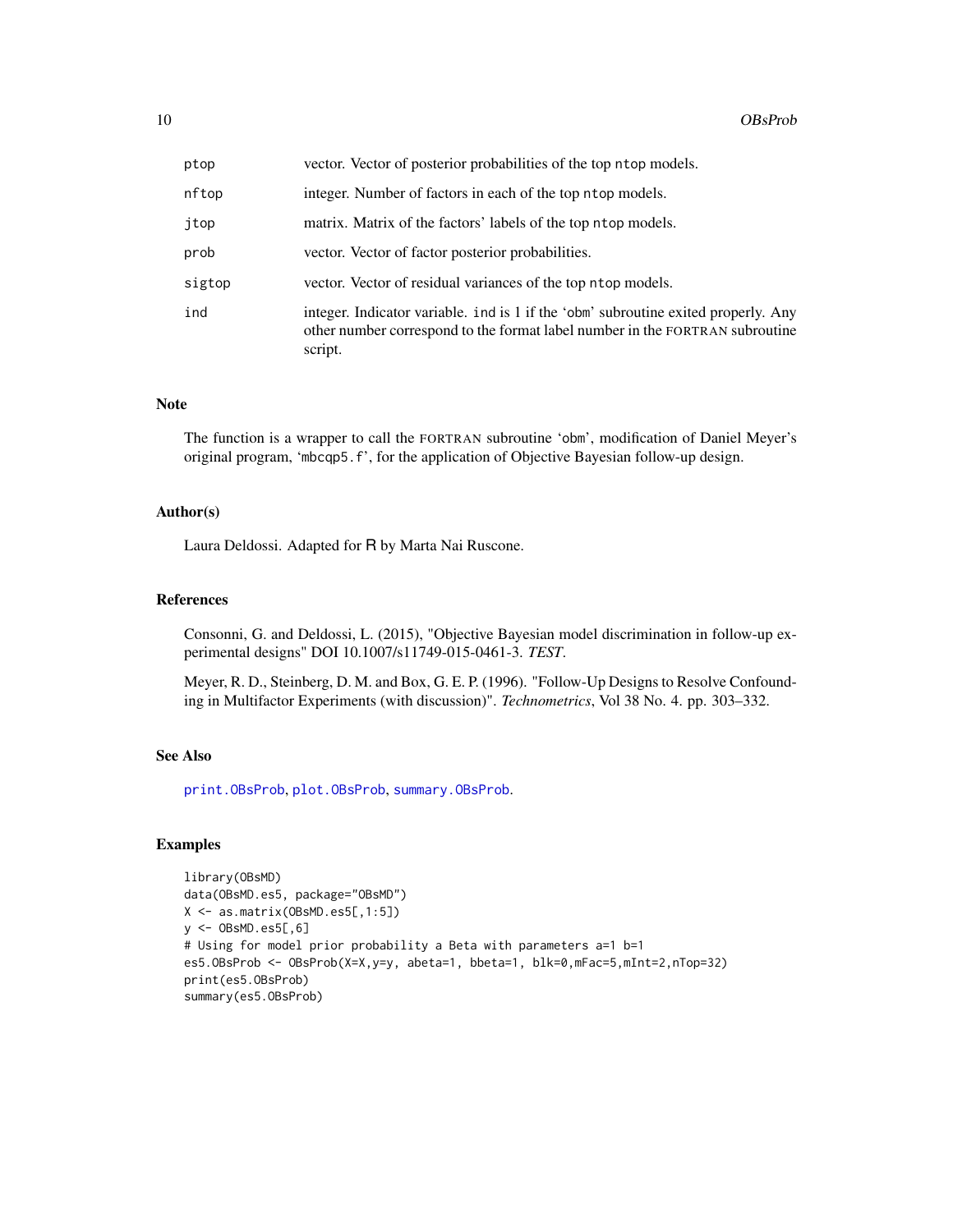| | |
|---|---|
| ptop | vector. Vector of posterior probabilities of the top ntop models. |
| nftop | integer. Number of factors in each of the top ntop models. |
| jtop | matrix. Matrix of the factors' labels of the top ntop models. |
| prob | vector. Vector of factor posterior probabilities. |
| sigtop | vector. Vector of residual variances of the top ntop models. |
| ind | integer. Indicator variable. ind is 1 if the 'obm' subroutine exited properly. Any other number correspond to the format label number in the FORTRAN subroutine script. |

## Note

The function is a wrapper to call the FORTRAN subroutine 'obm', modification of Daniel Meyer's original program, 'mbcqp5.f', for the application of Objective Bayesian follow-up design.

## Author(s)

Laura Deldossi. Adapted for R by Marta Nai Ruscone.

## References

Consonni, G. and Deldossi, L. (2015), "Objective Bayesian model discrimination in follow-up experimental designs" DOI 10.1007/s11749-015-0461-3. *TEST*.

Meyer, R. D., Steinberg, D. M. and Box, G. E. P. (1996). "Follow-Up Designs to Resolve Confounding in Multifactor Experiments (with discussion)". *Technometrics*, Vol 38 No. 4. pp. 303–332.

## See Also

print.OBsProb, plot.OBsProb, summary.OBsProb.

## Examples

```
library(OBsMD)
data(OBsMD.es5, package="OBsMD")
X <- as.matrix(OBsMD.es5[,1:5])
y <- OBsMD.es5[,6]
# Using for model prior probability a Beta with parameters a=1 b=1
es5.OBsProb <- OBsProb(X=X,y=y, abeta=1, bbeta=1, blk=0,mFac=5,mInt=2,nTop=32)
print(es5.OBsProb)
summary(es5.OBsProb)
```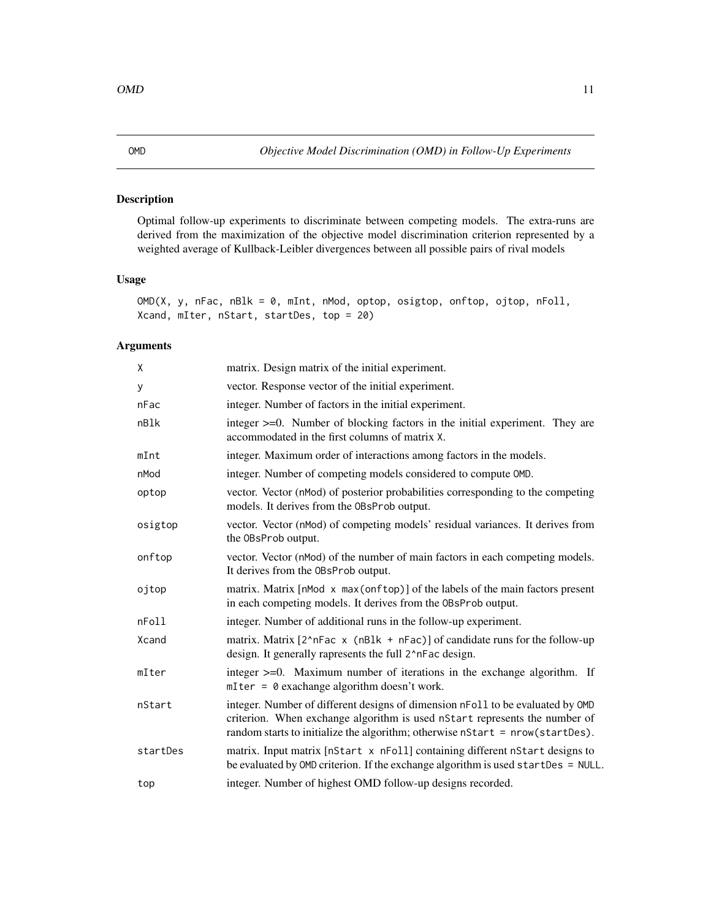# OMD — *Objective Model Discrimination (OMD) in Follow-Up Experiments*

## Description

Optimal follow-up experiments to discriminate between competing models. The extra-runs are derived from the maximization of the objective model discrimination criterion represented by a weighted average of Kullback-Leibler divergences between all possible pairs of rival models

## Usage

```
OMD(X, y, nFac, nBlk = 0, mInt, nMod, optop, osigtop, onftop, ojtop, nFoll,
Xcand, mIter, nStart, startDes, top = 20)
```

## Arguments

| | |
|---|---|
| `X` | matrix. Design matrix of the initial experiment. |
| `y` | vector. Response vector of the initial experiment. |
| `nFac` | integer. Number of factors in the initial experiment. |
| `nBlk` | integer >=0. Number of blocking factors in the initial experiment. They are accommodated in the first columns of matrix `X`. |
| `mInt` | integer. Maximum order of interactions among factors in the models. |
| `nMod` | integer. Number of competing models considered to compute `OMD`. |
| `optop` | vector. Vector (`nMod`) of posterior probabilities corresponding to the competing models. It derives from the `OBsProb` output. |
| `osigtop` | vector. Vector (`nMod`) of competing models' residual variances. It derives from the `OBsProb` output. |
| `onftop` | vector. Vector (`nMod`) of the number of main factors in each competing models. It derives from the `OBsProb` output. |
| `ojtop` | matrix. Matrix [`nMod x max(onftop)`] of the labels of the main factors present in each competing models. It derives from the `OBsProb` output. |
| `nFoll` | integer. Number of additional runs in the follow-up experiment. |
| `Xcand` | matrix. Matrix [`2^nFac x (nBlk + nFac)`] of candidate runs for the follow-up design. It generally rapresents the full `2^nFac` design. |
| `mIter` | integer >=0. Maximum number of iterations in the exchange algorithm. If `mIter = 0` exachange algorithm doesn't work. |
| `nStart` | integer. Number of different designs of dimension `nFoll` to be evaluated by `OMD` criterion. When exchange algorithm is used `nStart` represents the number of random starts to initialize the algorithm; otherwise `nStart = nrow(startDes)`. |
| `startDes` | matrix. Input matrix [`nStart x nFoll`] containing different `nStart` designs to be evaluated by `OMD` criterion. If the exchange algorithm is used `startDes = NULL`. |
| `top` | integer. Number of highest OMD follow-up designs recorded. |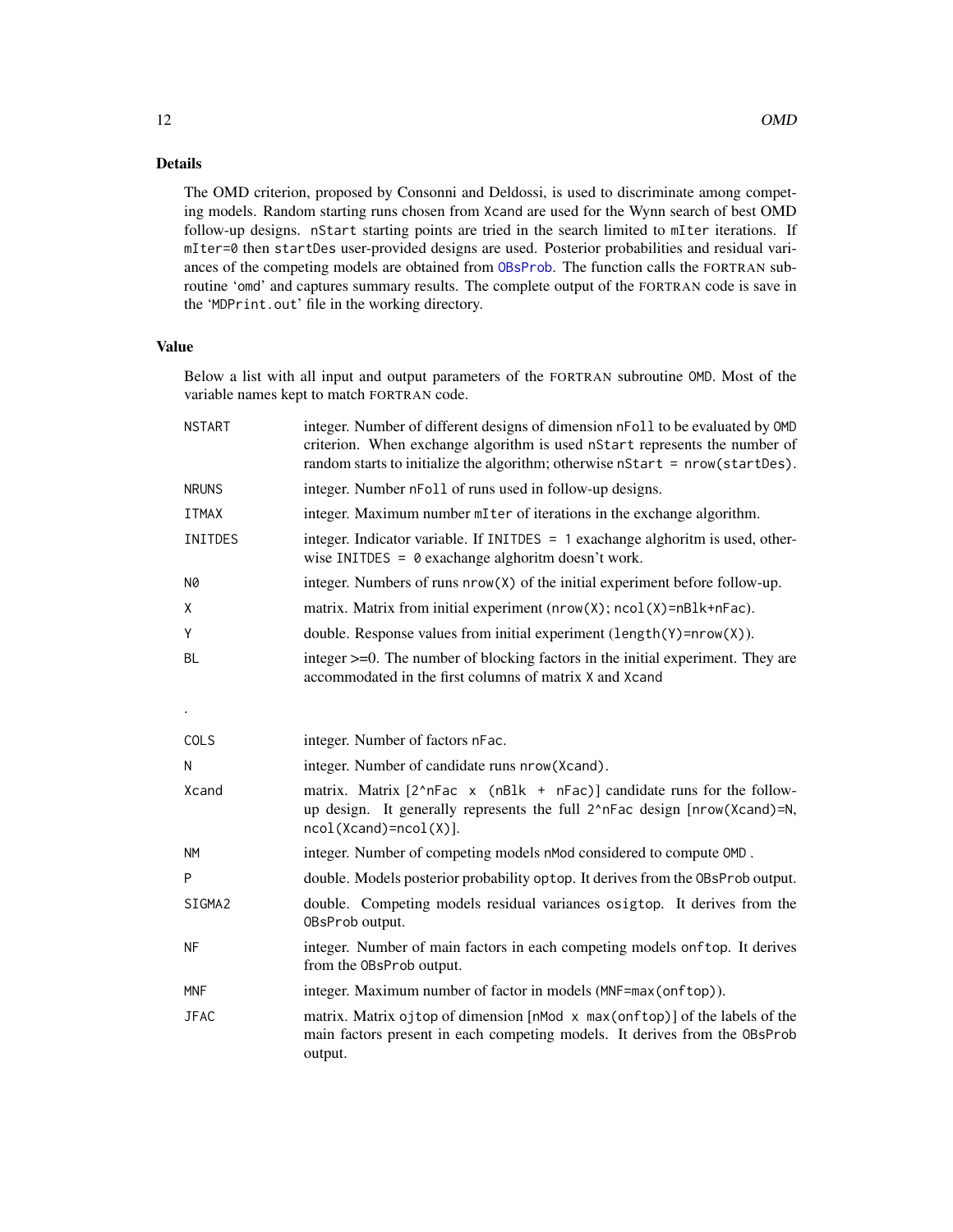### Details

The OMD criterion, proposed by Consonni and Deldossi, is used to discriminate among competing models. Random starting runs chosen from `Xcand` are used for the Wynn search of best OMD follow-up designs. `nStart` starting points are tried in the search limited to `mIter` iterations. If `mIter=0` then `startDes` user-provided designs are used. Posterior probabilities and residual variances of the competing models are obtained from `OBsProb`. The function calls the FORTRAN subroutine 'omd' and captures summary results. The complete output of the FORTRAN code is save in the '`MDPrint.out`' file in the working directory.

### Value

Below a list with all input and output parameters of the FORTRAN subroutine `OMD`. Most of the variable names kept to match FORTRAN code.

| | |
|---|---|
| `NSTART` | integer. Number of different designs of dimension `nFoll` to be evaluated by `OMD` criterion. When exchange algorithm is used `nStart` represents the number of random starts to initialize the algorithm; otherwise `nStart = nrow(startDes)`. |
| `NRUNS` | integer. Number `nFoll` of runs used in follow-up designs. |
| `ITMAX` | integer. Maximum number `mIter` of iterations in the exchange algorithm. |
| `INITDES` | integer. Indicator variable. If `INITDES = 1` exachange alghoritm is used, otherwise `INITDES = 0` exachange alghoritm doesn't work. |
| `N0` | integer. Numbers of runs `nrow(X)` of the initial experiment before follow-up. |
| `X` | matrix. Matrix from initial experiment (`nrow(X)`; `ncol(X)=nBlk+nFac`). |
| `Y` | double. Response values from initial experiment (`length(Y)=nrow(X)`). |
| `BL` | integer >=0. The number of blocking factors in the initial experiment. They are accommodated in the first columns of matrix `X` and `Xcand` |
| . | |
| `COLS` | integer. Number of factors `nFac`. |
| `N` | integer. Number of candidate runs `nrow(Xcand)`. |
| `Xcand` | matrix. Matrix `[2^nFac x (nBlk + nFac)]` candidate runs for the follow-up design. It generally represents the full `2^nFac` design `[nrow(Xcand)=N, ncol(Xcand)=ncol(X)]`. |
| `NM` | integer. Number of competing models `nMod` considered to compute `OMD` . |
| `P` | double. Models posterior probability `optop`. It derives from the `OBsProb` output. |
| `SIGMA2` | double. Competing models residual variances `osigtop`. It derives from the `OBsProb` output. |
| `NF` | integer. Number of main factors in each competing models `onftop`. It derives from the `OBsProb` output. |
| `MNF` | integer. Maximum number of factor in models (`MNF=max(onftop)`). |
| `JFAC` | matrix. Matrix `ojtop` of dimension `[nMod x max(onftop)]` of the labels of the main factors present in each competing models. It derives from the `OBsProb` output. |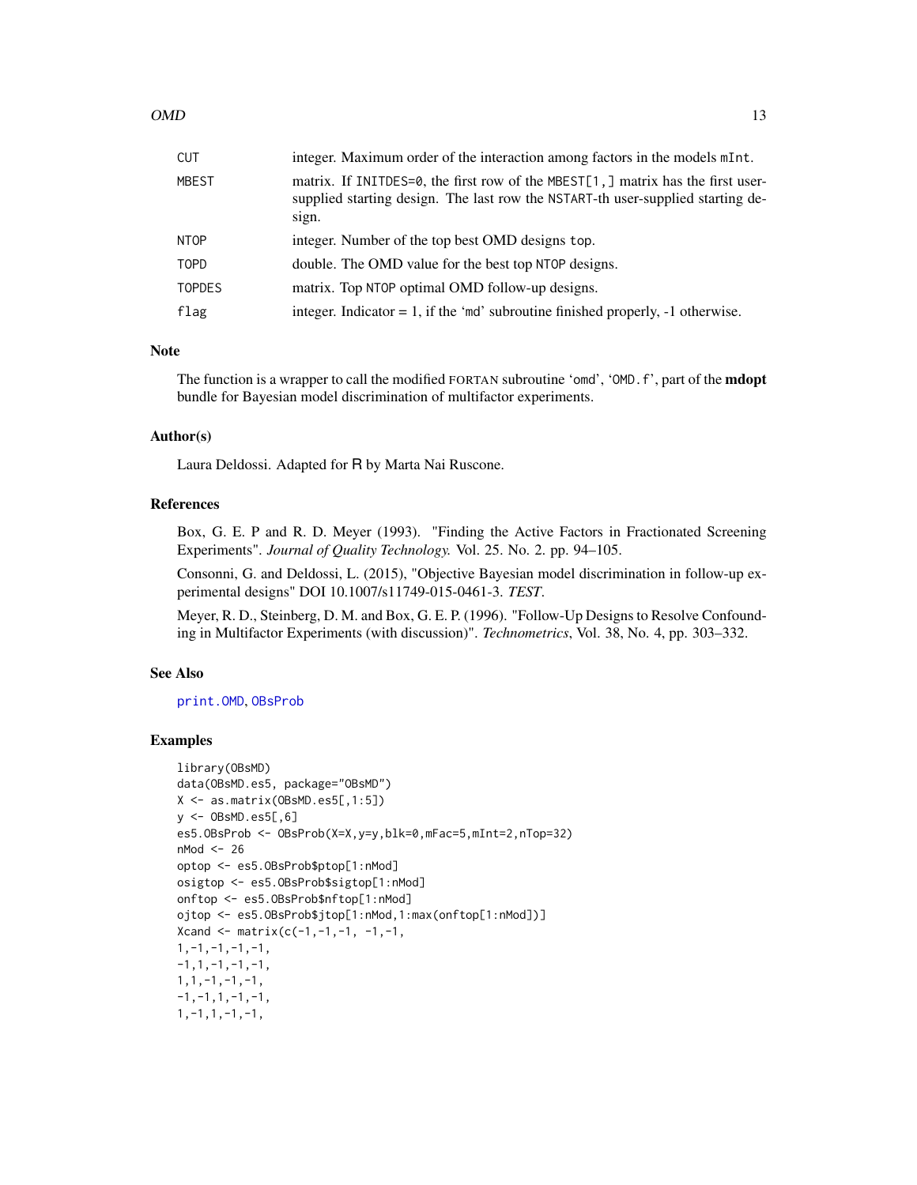| | |
|---|---|
| CUT | integer. Maximum order of the interaction among factors in the models mInt. |
| MBEST | matrix. If INITDES=0, the first row of the MBEST[1,] matrix has the first user-supplied starting design. The last row the NSTART-th user-supplied starting design. |
| NTOP | integer. Number of the top best OMD designs top. |
| TOPD | double. The OMD value for the best top NTOP designs. |
| TOPDES | matrix. Top NTOP optimal OMD follow-up designs. |
| flag | integer. Indicator = 1, if the 'md' subroutine finished properly, -1 otherwise. |

## Note

The function is a wrapper to call the modified FORTAN subroutine 'omd', 'OMD.f', part of the **mdopt** bundle for Bayesian model discrimination of multifactor experiments.

## Author(s)

Laura Deldossi. Adapted for R by Marta Nai Ruscone.

## References

Box, G. E. P and R. D. Meyer (1993). "Finding the Active Factors in Fractionated Screening Experiments". *Journal of Quality Technology.* Vol. 25. No. 2. pp. 94–105.

Consonni, G. and Deldossi, L. (2015), "Objective Bayesian model discrimination in follow-up experimental designs" DOI 10.1007/s11749-015-0461-3. *TEST*.

Meyer, R. D., Steinberg, D. M. and Box, G. E. P. (1996). "Follow-Up Designs to Resolve Confounding in Multifactor Experiments (with discussion)". *Technometrics*, Vol. 38, No. 4, pp. 303–332.

## See Also

print.OMD, OBsProb

## Examples

```
library(OBsMD)
data(OBsMD.es5, package="OBsMD")
X <- as.matrix(OBsMD.es5[,1:5])
y <- OBsMD.es5[,6]
es5.OBsProb <- OBsProb(X=X,y=y,blk=0,mFac=5,mInt=2,nTop=32)
nMod <- 26
optop <- es5.OBsProb$ptop[1:nMod]
osigtop <- es5.OBsProb$sigtop[1:nMod]
onftop <- es5.OBsProb$nftop[1:nMod]
ojtop <- es5.OBsProb$jtop[1:nMod,1:max(onftop[1:nMod])]
Xcand <- matrix(c(-1,-1,-1, -1,-1,
1,-1,-1,-1,-1,
-1,1,-1,-1,-1,
1,1,-1,-1,-1,
-1,-1,1,-1,-1,
1,-1,1,-1,-1,
```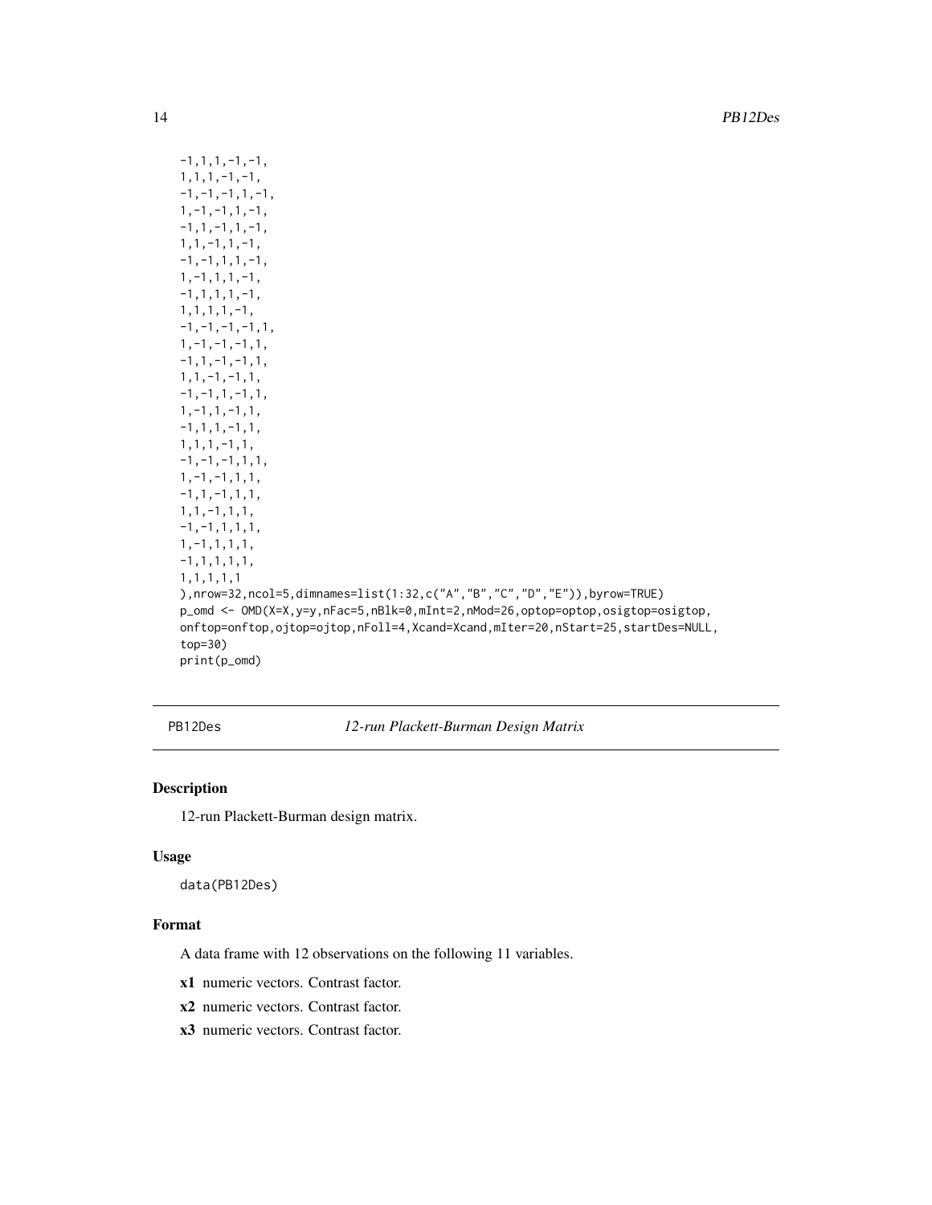```
-1,1,1,-1,-1,
1,1,1,-1,-1,
-1,-1,-1,1,-1,
1,-1,-1,1,-1,
-1,1,-1,1,-1,
1,1,-1,1,-1,
-1,-1,1,1,-1,
1,-1,1,1,-1,
-1,1,1,1,-1,
1,1,1,1,-1,
-1,-1,-1,-1,1,
1,-1,-1,-1,1,
-1,1,-1,-1,1,
1,1,-1,-1,1,
-1,-1,1,-1,1,
1,-1,1,-1,1,
-1,1,1,-1,1,
1,1,1,-1,1,
-1,-1,-1,1,1,
1,-1,-1,1,1,
-1,1,-1,1,1,
1,1,-1,1,1,
-1,-1,1,1,1,
1,-1,1,1,1,
-1,1,1,1,1,
1,1,1,1,1
),nrow=32,ncol=5,dimnames=list(1:32,c("A","B","C","D","E")),byrow=TRUE)
p_omd <- OMD(X=X,y=y,nFac=5,nBlk=0,mInt=2,nMod=26,optop=optop,osigtop=osigtop,
onftop=onftop,ojtop=ojtop,nFoll=4,Xcand=Xcand,mIter=20,nStart=25,startDes=NULL,
top=30)
print(p_omd)
```

## PB12Des — *12-run Plackett-Burman Design Matrix*

### Description

12-run Plackett-Burman design matrix.

### Usage

```
data(PB12Des)
```

### Format

A data frame with 12 observations on the following 11 variables.

- **x1** numeric vectors. Contrast factor.
- **x2** numeric vectors. Contrast factor.
- **x3** numeric vectors. Contrast factor.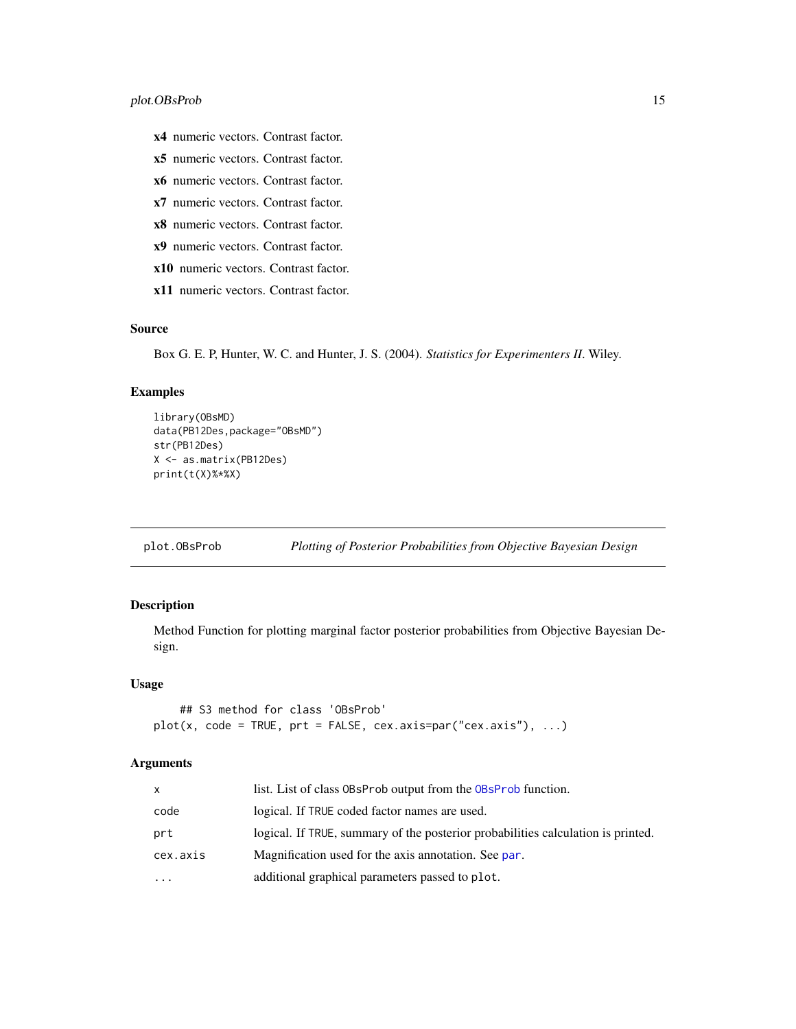**x4** numeric vectors. Contrast factor.

**x5** numeric vectors. Contrast factor.

**x6** numeric vectors. Contrast factor.

**x7** numeric vectors. Contrast factor.

**x8** numeric vectors. Contrast factor.

**x9** numeric vectors. Contrast factor.

**x10** numeric vectors. Contrast factor.

**x11** numeric vectors. Contrast factor.

### Source

Box G. E. P, Hunter, W. C. and Hunter, J. S. (2004). *Statistics for Experimenters II*. Wiley.

### Examples

```
library(OBsMD)
data(PB12Des,package="OBsMD")
str(PB12Des)
X <- as.matrix(PB12Des)
print(t(X)%*%X)
```

---

## plot.OBsProb — *Plotting of Posterior Probabilities from Objective Bayesian Design*

### Description

Method Function for plotting marginal factor posterior probabilities from Objective Bayesian Design.

### Usage

```
    ## S3 method for class 'OBsProb'
plot(x, code = TRUE, prt = FALSE, cex.axis=par("cex.axis"), ...)
```

### Arguments

| | |
|---|---|
| `x` | list. List of class `OBsProb` output from the `OBsProb` function. |
| `code` | logical. If `TRUE` coded factor names are used. |
| `prt` | logical. If `TRUE`, summary of the posterior probabilities calculation is printed. |
| `cex.axis` | Magnification used for the axis annotation. See `par`. |
| `...` | additional graphical parameters passed to `plot`. |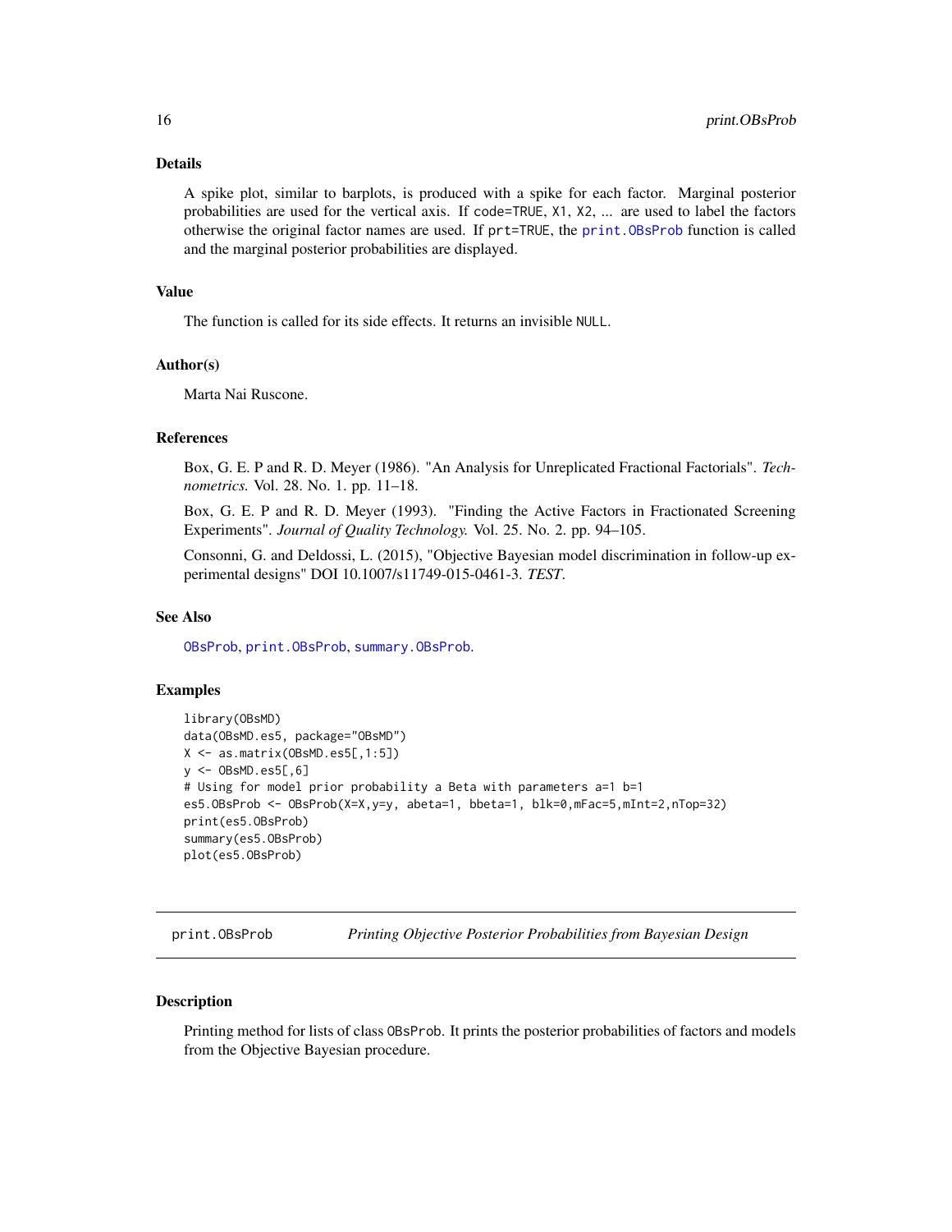### Details

A spike plot, similar to barplots, is produced with a spike for each factor. Marginal posterior probabilities are used for the vertical axis. If code=TRUE, X1, X2, ... are used to label the factors otherwise the original factor names are used. If prt=TRUE, the print.OBsProb function is called and the marginal posterior probabilities are displayed.

### Value

The function is called for its side effects. It returns an invisible NULL.

### Author(s)

Marta Nai Ruscone.

### References

Box, G. E. P and R. D. Meyer (1986). "An Analysis for Unreplicated Fractional Factorials". *Technometrics.* Vol. 28. No. 1. pp. 11–18.

Box, G. E. P and R. D. Meyer (1993). "Finding the Active Factors in Fractionated Screening Experiments". *Journal of Quality Technology.* Vol. 25. No. 2. pp. 94–105.

Consonni, G. and Deldossi, L. (2015), "Objective Bayesian model discrimination in follow-up experimental designs" DOI 10.1007/s11749-015-0461-3. *TEST*.

### See Also

OBsProb, print.OBsProb, summary.OBsProb.

### Examples

```
library(OBsMD)
data(OBsMD.es5, package="OBsMD")
X <- as.matrix(OBsMD.es5[,1:5])
y <- OBsMD.es5[,6]
# Using for model prior probability a Beta with parameters a=1 b=1
es5.OBsProb <- OBsProb(X=X,y=y, abeta=1, bbeta=1, blk=0,mFac=5,mInt=2,nTop=32)
print(es5.OBsProb)
summary(es5.OBsProb)
plot(es5.OBsProb)
```

---

## print.OBsProb — *Printing Objective Posterior Probabilities from Bayesian Design*

### Description

Printing method for lists of class OBsProb. It prints the posterior probabilities of factors and models from the Objective Bayesian procedure.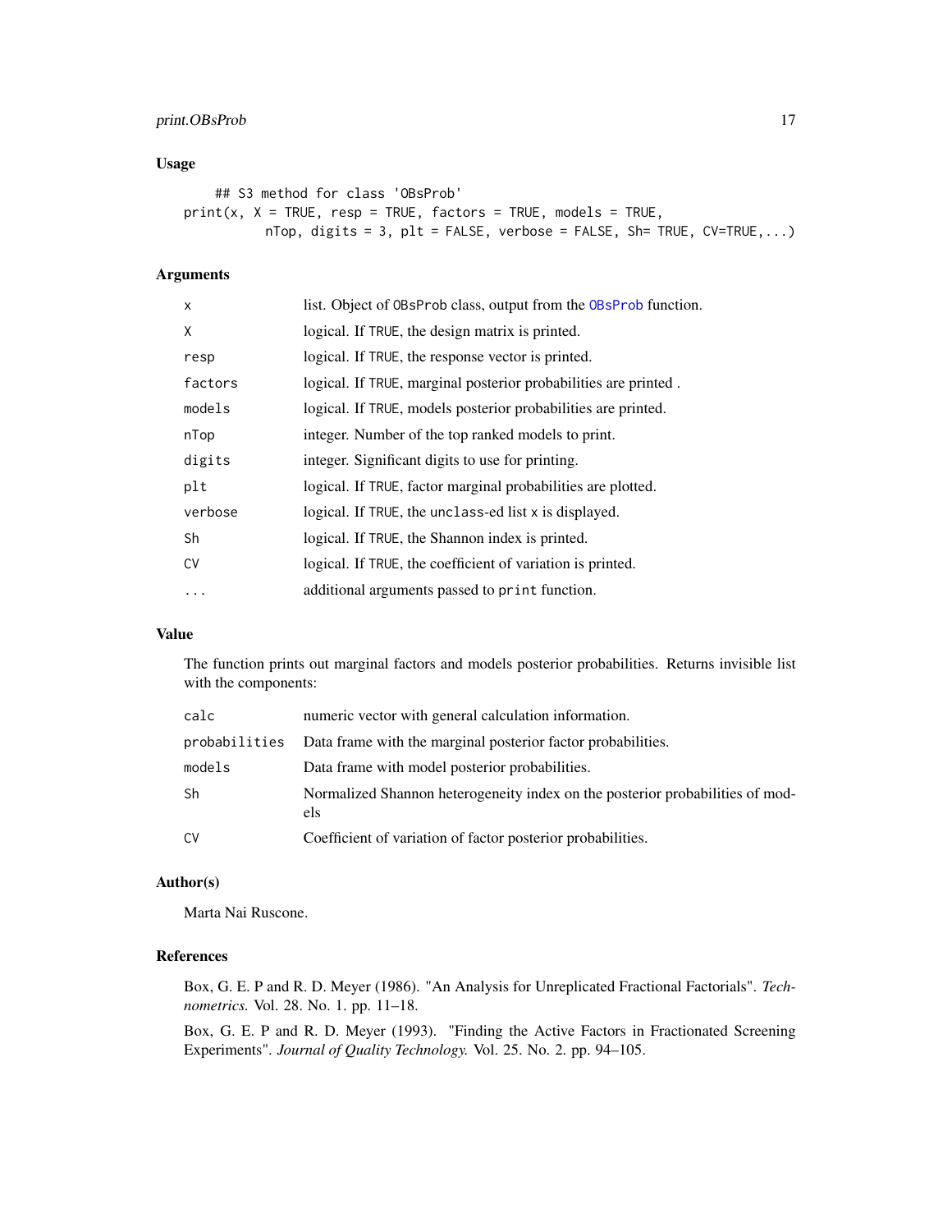## Usage

```
## S3 method for class 'OBsProb'
print(x, X = TRUE, resp = TRUE, factors = TRUE, models = TRUE,
          nTop, digits = 3, plt = FALSE, verbose = FALSE, Sh= TRUE, CV=TRUE,...)
```

## Arguments

| | |
|---|---|
| `x` | list. Object of `OBsProb` class, output from the `OBsProb` function. |
| `X` | logical. If `TRUE`, the design matrix is printed. |
| `resp` | logical. If `TRUE`, the response vector is printed. |
| `factors` | logical. If `TRUE`, marginal posterior probabilities are printed . |
| `models` | logical. If `TRUE`, models posterior probabilities are printed. |
| `nTop` | integer. Number of the top ranked models to print. |
| `digits` | integer. Significant digits to use for printing. |
| `plt` | logical. If `TRUE`, factor marginal probabilities are plotted. |
| `verbose` | logical. If `TRUE`, the `unclass`-ed list `x` is displayed. |
| `Sh` | logical. If `TRUE`, the Shannon index is printed. |
| `CV` | logical. If `TRUE`, the coefficient of variation is printed. |
| `...` | additional arguments passed to `print` function. |

## Value

The function prints out marginal factors and models posterior probabilities. Returns invisible list with the components:

| | |
|---|---|
| `calc` | numeric vector with general calculation information. |
| `probabilities` | Data frame with the marginal posterior factor probabilities. |
| `models` | Data frame with model posterior probabilities. |
| `Sh` | Normalized Shannon heterogeneity index on the posterior probabilities of models |
| `CV` | Coefficient of variation of factor posterior probabilities. |

## Author(s)

Marta Nai Ruscone.

## References

Box, G. E. P and R. D. Meyer (1986). "An Analysis for Unreplicated Fractional Factorials". *Technometrics.* Vol. 28. No. 1. pp. 11–18.

Box, G. E. P and R. D. Meyer (1993). "Finding the Active Factors in Fractionated Screening Experiments". *Journal of Quality Technology.* Vol. 25. No. 2. pp. 94–105.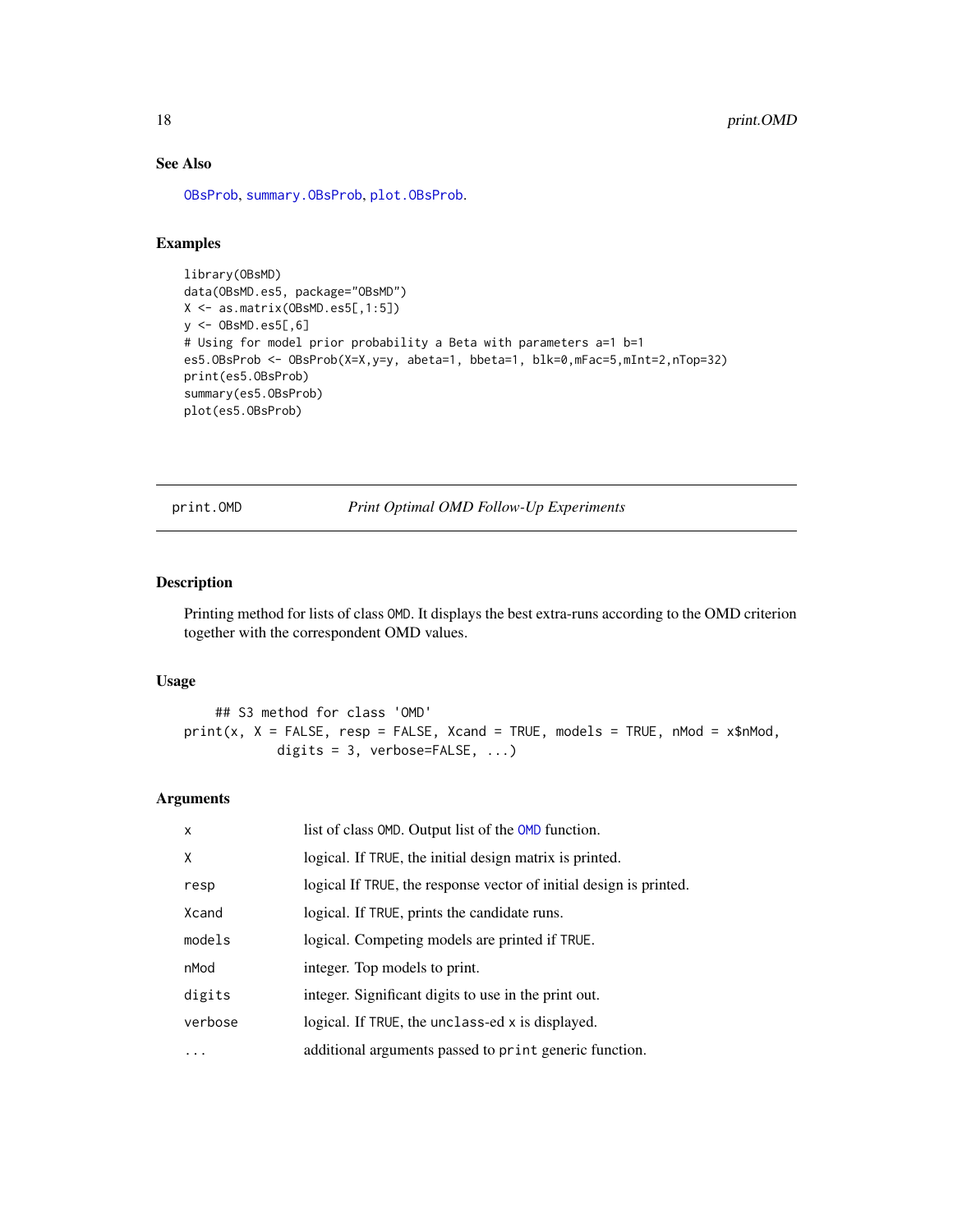## See Also

OBsProb, summary.OBsProb, plot.OBsProb.

## Examples

```
library(OBsMD)
data(OBsMD.es5, package="OBsMD")
X <- as.matrix(OBsMD.es5[,1:5])
y <- OBsMD.es5[,6]
# Using for model prior probability a Beta with parameters a=1 b=1
es5.OBsProb <- OBsProb(X=X,y=y, abeta=1, bbeta=1, blk=0,mFac=5,mInt=2,nTop=32)
print(es5.OBsProb)
summary(es5.OBsProb)
plot(es5.OBsProb)
```

---

# print.OMD — *Print Optimal OMD Follow-Up Experiments*

## Description

Printing method for lists of class OMD. It displays the best extra-runs according to the OMD criterion together with the correspondent OMD values.

## Usage

```
    ## S3 method for class 'OMD'
print(x, X = FALSE, resp = FALSE, Xcand = TRUE, models = TRUE, nMod = x$nMod,
          digits = 3, verbose=FALSE, ...)
```

## Arguments

| | |
|---|---|
| x | list of class OMD. Output list of the OMD function. |
| X | logical. If TRUE, the initial design matrix is printed. |
| resp | logical If TRUE, the response vector of initial design is printed. |
| Xcand | logical. If TRUE, prints the candidate runs. |
| models | logical. Competing models are printed if TRUE. |
| nMod | integer. Top models to print. |
| digits | integer. Significant digits to use in the print out. |
| verbose | logical. If TRUE, the unclass-ed x is displayed. |
| ... | additional arguments passed to print generic function. |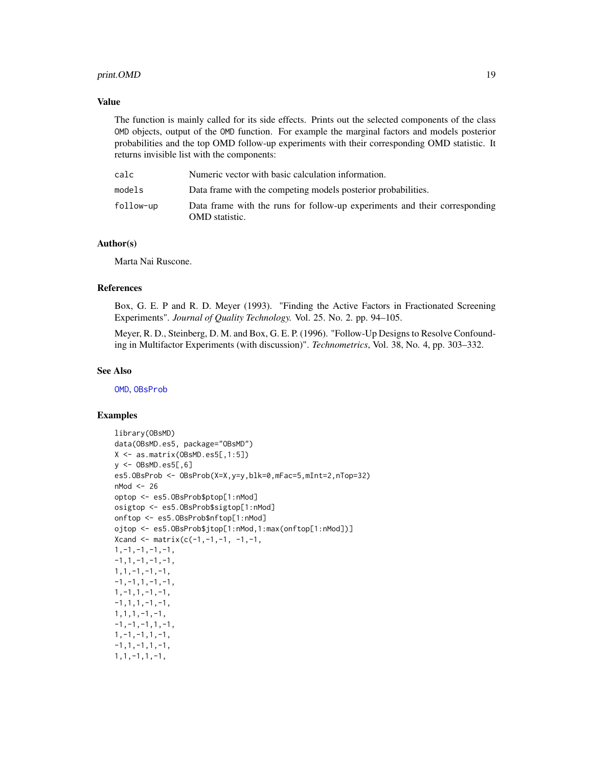## Value

The function is mainly called for its side effects. Prints out the selected components of the class OMD objects, output of the OMD function. For example the marginal factors and models posterior probabilities and the top OMD follow-up experiments with their corresponding OMD statistic. It returns invisible list with the components:

| | |
|---|---|
| calc | Numeric vector with basic calculation information. |
| models | Data frame with the competing models posterior probabilities. |
| follow-up | Data frame with the runs for follow-up experiments and their corresponding OMD statistic. |

## Author(s)

Marta Nai Ruscone.

## References

Box, G. E. P and R. D. Meyer (1993). "Finding the Active Factors in Fractionated Screening Experiments". *Journal of Quality Technology.* Vol. 25. No. 2. pp. 94–105.

Meyer, R. D., Steinberg, D. M. and Box, G. E. P. (1996). "Follow-Up Designs to Resolve Confounding in Multifactor Experiments (with discussion)". *Technometrics*, Vol. 38, No. 4, pp. 303–332.

## See Also

OMD, OBsProb

## Examples

```
library(OBsMD)
data(OBsMD.es5, package="OBsMD")
X <- as.matrix(OBsMD.es5[,1:5])
y <- OBsMD.es5[,6]
es5.OBsProb <- OBsProb(X=X,y=y,blk=0,mFac=5,mInt=2,nTop=32)
nMod <- 26
optop <- es5.OBsProb$ptop[1:nMod]
osigtop <- es5.OBsProb$sigtop[1:nMod]
onftop <- es5.OBsProb$nftop[1:nMod]
ojtop <- es5.OBsProb$jtop[1:nMod,1:max(onftop[1:nMod])]
Xcand <- matrix(c(-1,-1,-1, -1,-1,
1,-1,-1,-1,-1,
-1,1,-1,-1,-1,
1,1,-1,-1,-1,
-1,-1,1,-1,-1,
1,-1,1,-1,-1,
-1,1,1,-1,-1,
1,1,1,-1,-1,
-1,-1,-1,1,-1,
1,-1,-1,1,-1,
-1,1,-1,1,-1,
1,1,-1,1,-1,
```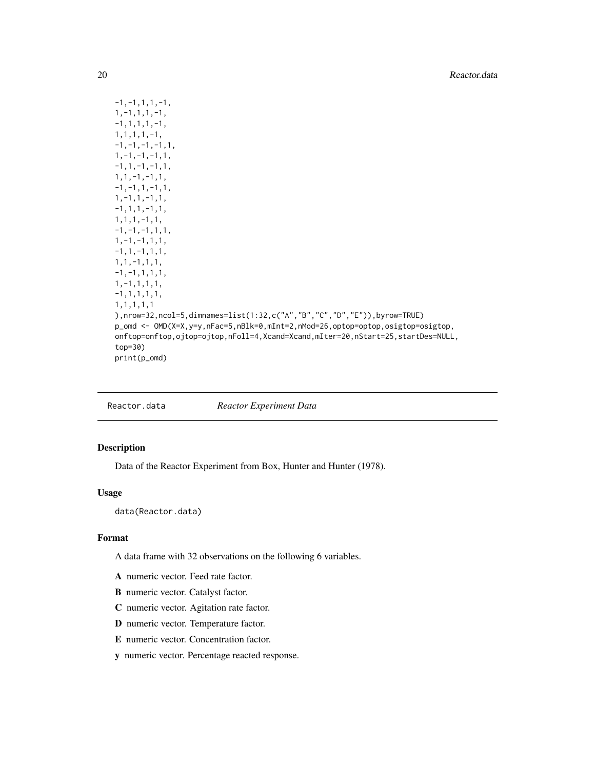```
-1,-1,1,1,-1,
1,-1,1,1,-1,
-1,1,1,1,-1,
1,1,1,1,-1,
-1,-1,-1,-1,1,
1,-1,-1,-1,1,
-1,1,-1,-1,1,
1,1,-1,-1,1,
-1,-1,1,-1,1,
1,-1,1,-1,1,
-1,1,1,-1,1,
1,1,1,-1,1,
-1,-1,-1,1,1,
1,-1,-1,1,1,
-1,1,-1,1,1,
1,1,-1,1,1,
-1,-1,1,1,1,
1,-1,1,1,1,
-1,1,1,1,1,
1,1,1,1,1
),nrow=32,ncol=5,dimnames=list(1:32,c("A","B","C","D","E")),byrow=TRUE)
p_omd <- OMD(X=X,y=y,nFac=5,nBlk=0,mInt=2,nMod=26,optop=optop,osigtop=osigtop,
onftop=onftop,ojtop=ojtop,nFoll=4,Xcand=Xcand,mIter=20,nStart=25,startDes=NULL,
top=30)
print(p_omd)
```

## Reactor.data — *Reactor Experiment Data*

### Description

Data of the Reactor Experiment from Box, Hunter and Hunter (1978).

### Usage

```
data(Reactor.data)
```

### Format

A data frame with 32 observations on the following 6 variables.

- **A** numeric vector. Feed rate factor.
- **B** numeric vector. Catalyst factor.
- **C** numeric vector. Agitation rate factor.
- **D** numeric vector. Temperature factor.
- **E** numeric vector. Concentration factor.
- **y** numeric vector. Percentage reacted response.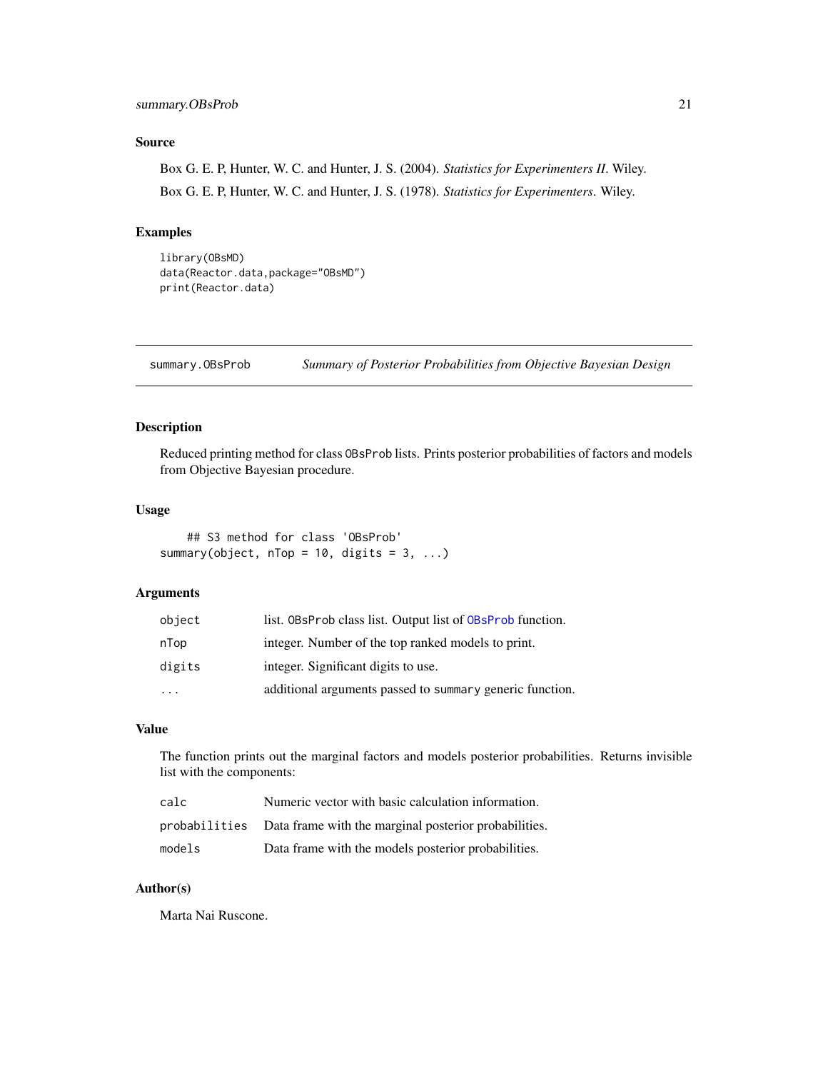## Source

Box G. E. P, Hunter, W. C. and Hunter, J. S. (2004). *Statistics for Experimenters II*. Wiley.

Box G. E. P, Hunter, W. C. and Hunter, J. S. (1978). *Statistics for Experimenters*. Wiley.

## Examples

```
library(OBsMD)
data(Reactor.data,package="OBsMD")
print(Reactor.data)
```

---

# summary.OBsProb — *Summary of Posterior Probabilities from Objective Bayesian Design*

## Description

Reduced printing method for class OBsProb lists. Prints posterior probabilities of factors and models from Objective Bayesian procedure.

## Usage

```
    ## S3 method for class 'OBsProb'
summary(object, nTop = 10, digits = 3, ...)
```

## Arguments

| | |
|---|---|
| object | list. OBsProb class list. Output list of OBsProb function. |
| nTop | integer. Number of the top ranked models to print. |
| digits | integer. Significant digits to use. |
| ... | additional arguments passed to summary generic function. |

## Value

The function prints out the marginal factors and models posterior probabilities. Returns invisible list with the components:

| | |
|---|---|
| calc | Numeric vector with basic calculation information. |
| probabilities | Data frame with the marginal posterior probabilities. |
| models | Data frame with the models posterior probabilities. |

## Author(s)

Marta Nai Ruscone.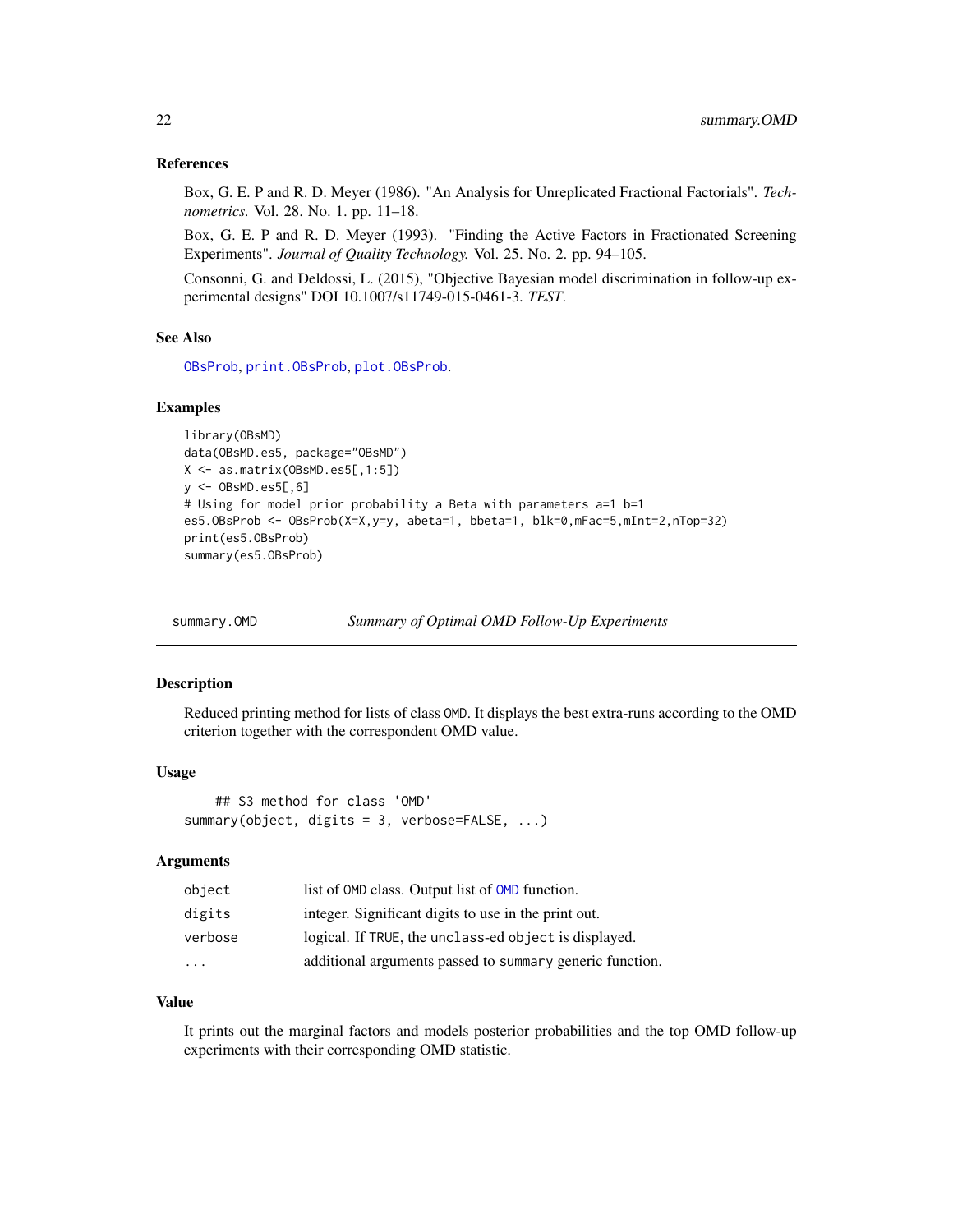### References

Box, G. E. P and R. D. Meyer (1986). "An Analysis for Unreplicated Fractional Factorials". *Technometrics.* Vol. 28. No. 1. pp. 11–18.

Box, G. E. P and R. D. Meyer (1993). "Finding the Active Factors in Fractionated Screening Experiments". *Journal of Quality Technology.* Vol. 25. No. 2. pp. 94–105.

Consonni, G. and Deldossi, L. (2015), "Objective Bayesian model discrimination in follow-up experimental designs" DOI 10.1007/s11749-015-0461-3. *TEST*.

### See Also

OBsProb, print.OBsProb, plot.OBsProb.

### Examples

```
library(OBsMD)
data(OBsMD.es5, package="OBsMD")
X <- as.matrix(OBsMD.es5[,1:5])
y <- OBsMD.es5[,6]
# Using for model prior probability a Beta with parameters a=1 b=1
es5.OBsProb <- OBsProb(X=X,y=y, abeta=1, bbeta=1, blk=0,mFac=5,mInt=2,nTop=32)
print(es5.OBsProb)
summary(es5.OBsProb)
```

---

## summary.OMD — *Summary of Optimal OMD Follow-Up Experiments*

### Description

Reduced printing method for lists of class OMD. It displays the best extra-runs according to the OMD criterion together with the correspondent OMD value.

### Usage

```
    ## S3 method for class 'OMD'
summary(object, digits = 3, verbose=FALSE, ...)
```

### Arguments

| | |
|---|---|
| object | list of OMD class. Output list of OMD function. |
| digits | integer. Significant digits to use in the print out. |
| verbose | logical. If TRUE, the unclass-ed object is displayed. |
| ... | additional arguments passed to summary generic function. |

### Value

It prints out the marginal factors and models posterior probabilities and the top OMD follow-up experiments with their corresponding OMD statistic.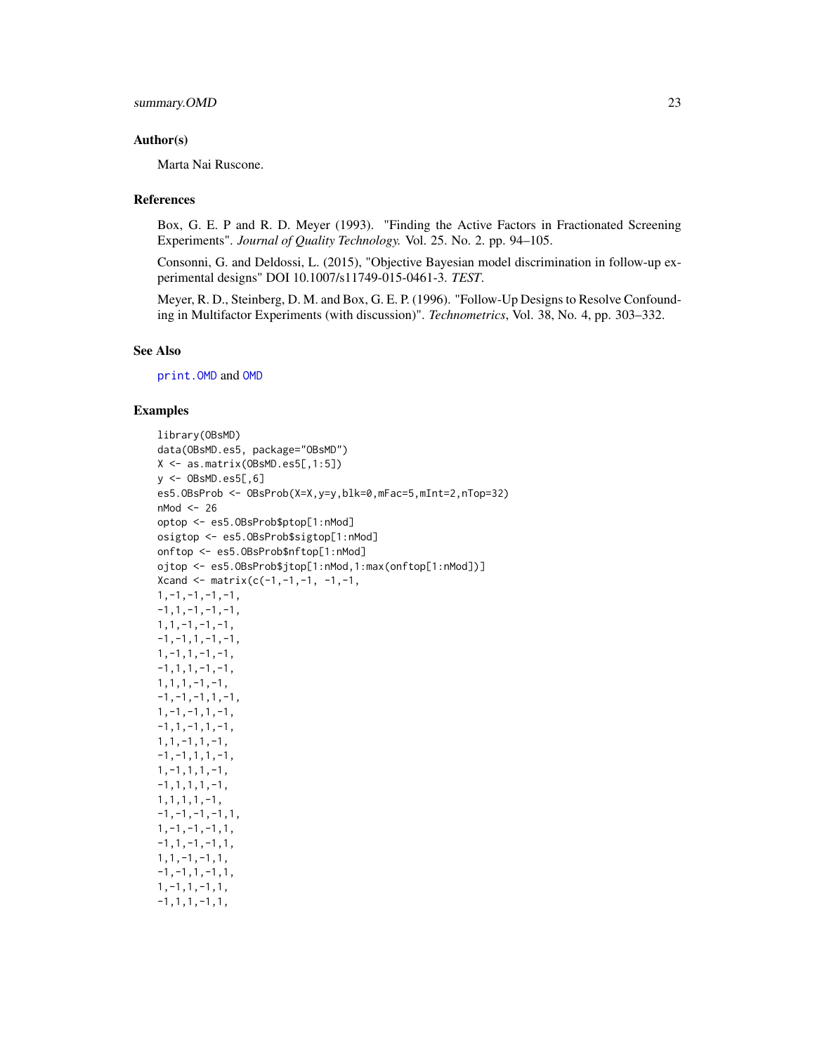## Author(s)

Marta Nai Ruscone.

## References

Box, G. E. P and R. D. Meyer (1993). "Finding the Active Factors in Fractionated Screening Experiments". *Journal of Quality Technology.* Vol. 25. No. 2. pp. 94–105.

Consonni, G. and Deldossi, L. (2015), "Objective Bayesian model discrimination in follow-up experimental designs" DOI 10.1007/s11749-015-0461-3. *TEST*.

Meyer, R. D., Steinberg, D. M. and Box, G. E. P. (1996). "Follow-Up Designs to Resolve Confounding in Multifactor Experiments (with discussion)". *Technometrics*, Vol. 38, No. 4, pp. 303–332.

## See Also

`print.OMD` and `OMD`

## Examples

```
library(OBsMD)
data(OBsMD.es5, package="OBsMD")
X <- as.matrix(OBsMD.es5[,1:5])
y <- OBsMD.es5[,6]
es5.OBsProb <- OBsProb(X=X,y=y,blk=0,mFac=5,mInt=2,nTop=32)
nMod <- 26
optop <- es5.OBsProb$ptop[1:nMod]
osigtop <- es5.OBsProb$sigtop[1:nMod]
onftop <- es5.OBsProb$nftop[1:nMod]
ojtop <- es5.OBsProb$jtop[1:nMod,1:max(onftop[1:nMod])]
Xcand <- matrix(c(-1,-1,-1, -1,-1,
1,-1,-1,-1,-1,
-1,1,-1,-1,-1,
1,1,-1,-1,-1,
-1,-1,1,-1,-1,
1,-1,1,-1,-1,
-1,1,1,-1,-1,
1,1,1,-1,-1,
-1,-1,-1,1,-1,
1,-1,-1,1,-1,
-1,1,-1,1,-1,
1,1,-1,1,-1,
-1,-1,1,1,-1,
1,-1,1,1,-1,
-1,1,1,1,-1,
1,1,1,1,-1,
-1,-1,-1,-1,1,
1,-1,-1,-1,1,
-1,1,-1,-1,1,
1,1,-1,-1,1,
-1,-1,1,-1,1,
1,-1,1,-1,1,
-1,1,1,-1,1,
```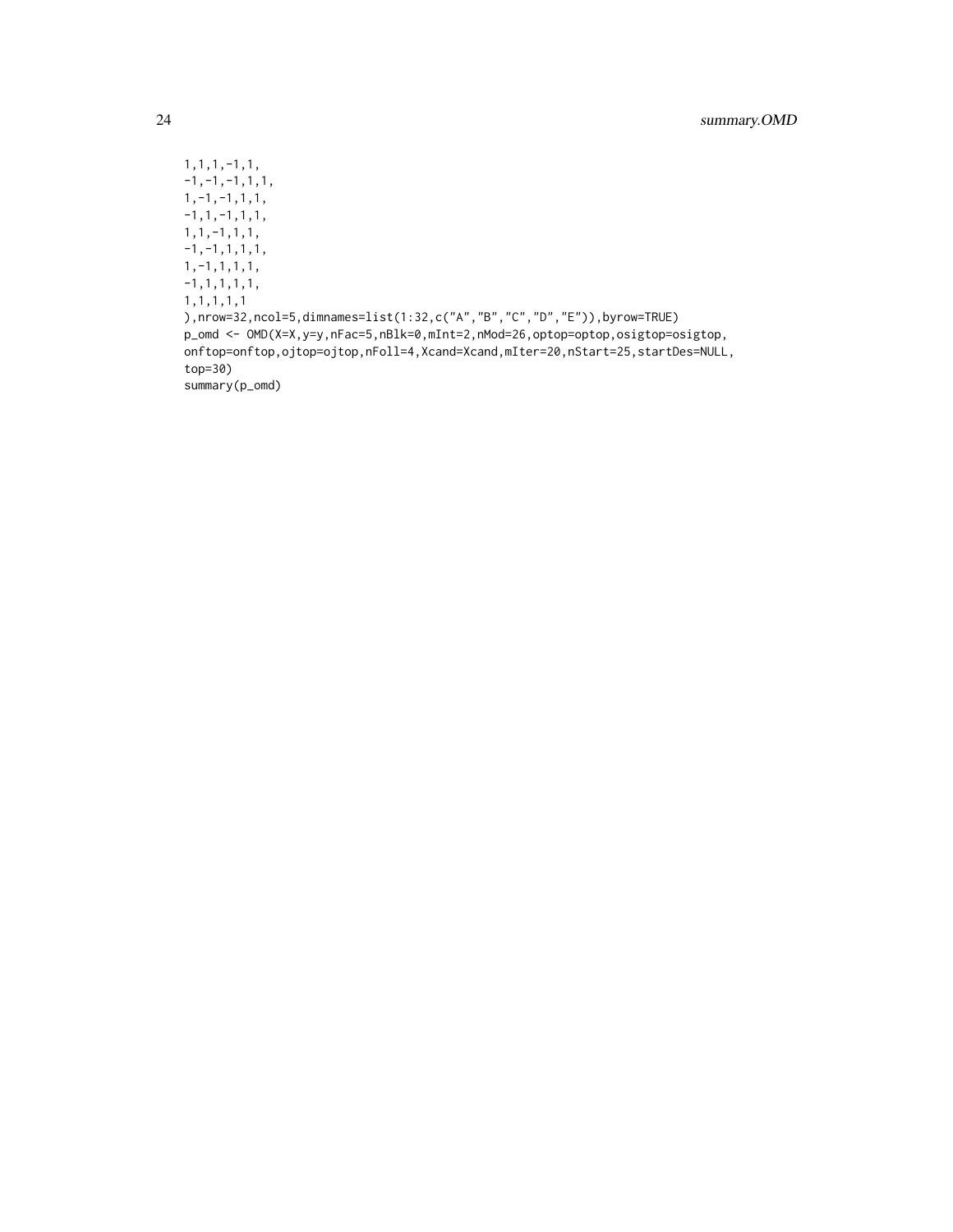```
1,1,1,-1,1,
-1,-1,-1,1,1,
1,-1,-1,1,1,
-1,1,-1,1,1,
1,1,-1,1,1,
-1,-1,1,1,1,
1,-1,1,1,1,
-1,1,1,1,1,
1,1,1,1,1
),nrow=32,ncol=5,dimnames=list(1:32,c("A","B","C","D","E")),byrow=TRUE)
p_omd <- OMD(X=X,y=y,nFac=5,nBlk=0,mInt=2,nMod=26,optop=optop,osigtop=osigtop,
onftop=onftop,ojtop=ojtop,nFoll=4,Xcand=Xcand,mIter=20,nStart=25,startDes=NULL,
top=30)
summary(p_omd)
```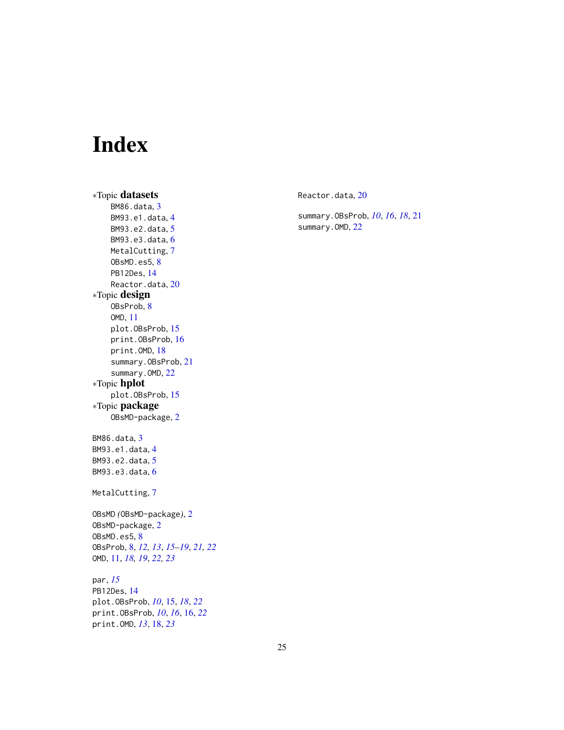# Index

*Topic **datasets**
- BM86.data, 3
- BM93.e1.data, 4
- BM93.e2.data, 5
- BM93.e3.data, 6
- MetalCutting, 7
- OBsMD.es5, 8
- PB12Des, 14
- Reactor.data, 20

*Topic **design**
- OBsProb, 8
- OMD, 11
- plot.OBsProb, 15
- print.OBsProb, 16
- print.OMD, 18
- summary.OBsProb, 21
- summary.OMD, 22

*Topic **hplot**
- plot.OBsProb, 15

*Topic **package**
- OBsMD-package, 2

BM86.data, 3
BM93.e1.data, 4
BM93.e2.data, 5
BM93.e3.data, 6

MetalCutting, 7

OBsMD (OBsMD-package), 2
OBsMD-package, 2
OBsMD.es5, 8
OBsProb, 8, *12, 13*, *15–19*, *21, 22*
OMD, 11, *18, 19*, *22, 23*

par, *15*
PB12Des, 14
plot.OBsProb, *10*, 15, *18*, *22*
print.OBsProb, *10*, *16*, 16, *22*
print.OMD, *13*, 18, *23*

Reactor.data, 20

summary.OBsProb, *10*, *16*, *18*, 21
summary.OMD, 22